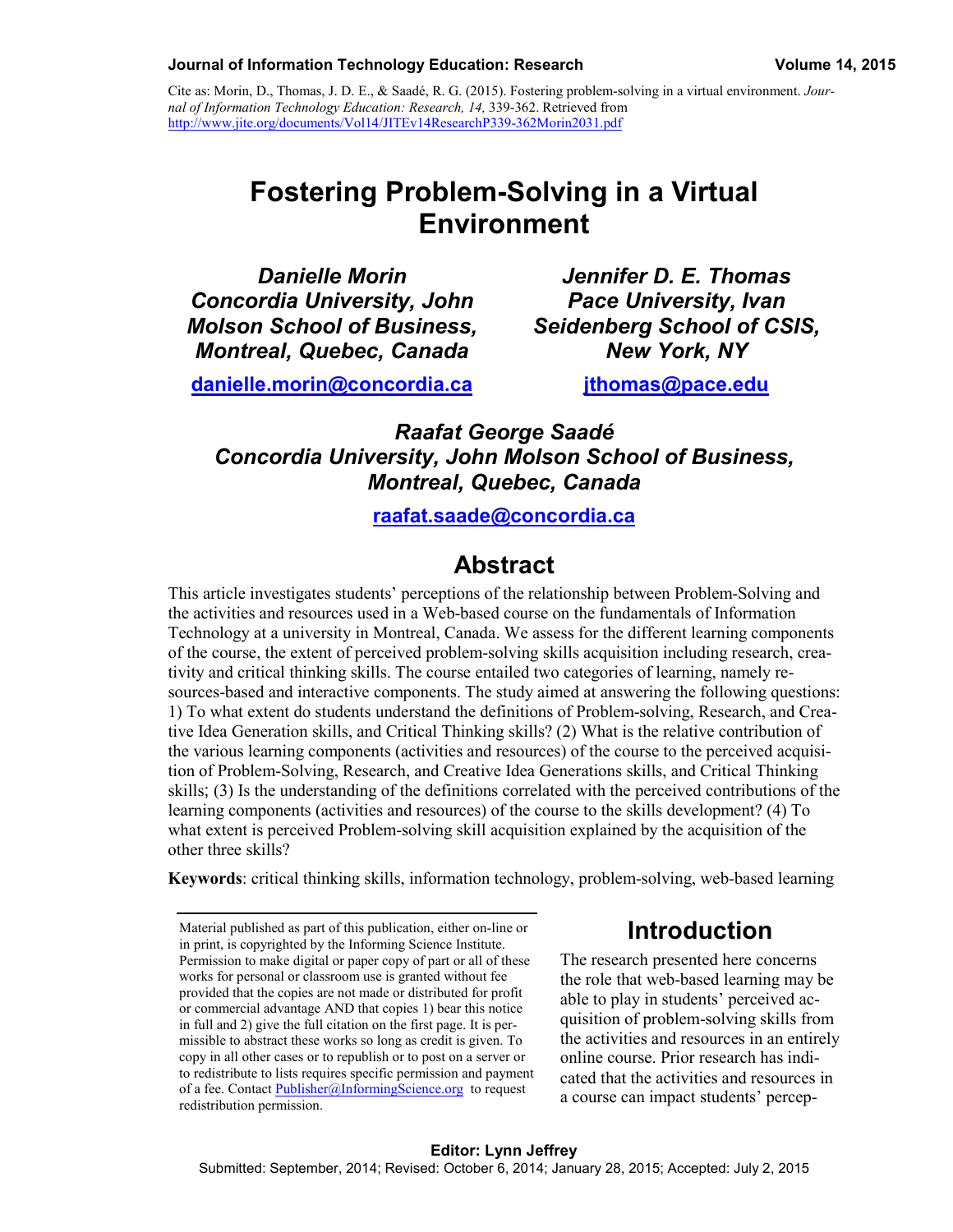Cite as: Morin, D., Thomas, J. D. E., & Saadé, R. G. (2015). Fostering problem-solving in a virtual environment. *Journal of Information Technology Education: Research, 14,* 339-362. Retrieved from http://www.jite.org/documents/Vol14/JITEv14ResearchP339-362Morin2031.pdf

# Fostering Problem-Solving in a Virtual Environment

***Danielle Morin***
***Concordia University, John Molson School of Business, Montreal, Quebec, Canada***

danielle.morin@concordia.ca

***Jennifer D. E. Thomas***
***Pace University, Ivan Seidenberg School of CSIS, New York, NY***

jthomas@pace.edu

***Raafat George Saadé***
***Concordia University, John Molson School of Business, Montreal, Quebec, Canada***

raafat.saade@concordia.ca

## Abstract

This article investigates students' perceptions of the relationship between Problem-Solving and the activities and resources used in a Web-based course on the fundamentals of Information Technology at a university in Montreal, Canada. We assess for the different learning components of the course, the extent of perceived problem-solving skills acquisition including research, creativity and critical thinking skills. The course entailed two categories of learning, namely resources-based and interactive components. The study aimed at answering the following questions: 1) To what extent do students understand the definitions of Problem-solving, Research, and Creative Idea Generation skills, and Critical Thinking skills? (2) What is the relative contribution of the various learning components (activities and resources) of the course to the perceived acquisition of Problem-Solving, Research, and Creative Idea Generations skills, and Critical Thinking skills; (3) Is the understanding of the definitions correlated with the perceived contributions of the learning components (activities and resources) of the course to the skills development? (4) To what extent is perceived Problem-solving skill acquisition explained by the acquisition of the other three skills?

**Keywords**: critical thinking skills, information technology, problem-solving, web-based learning

Material published as part of this publication, either on-line or in print, is copyrighted by the Informing Science Institute. Permission to make digital or paper copy of part or all of these works for personal or classroom use is granted without fee provided that the copies are not made or distributed for profit or commercial advantage AND that copies 1) bear this notice in full and 2) give the full citation on the first page. It is permissible to abstract these works so long as credit is given. To copy in all other cases or to republish or to post on a server or to redistribute to lists requires specific permission and payment of a fee. Contact Publisher@InformingScience.org to request redistribution permission.

## Introduction

The research presented here concerns the role that web-based learning may be able to play in students' perceived acquisition of problem-solving skills from the activities and resources in an entirely online course. Prior research has indicated that the activities and resources in a course can impact students' percep-

Editor: Lynn Jeffrey
Submitted: September, 2014; Revised: October 6, 2014; January 28, 2015; Accepted: July 2, 2015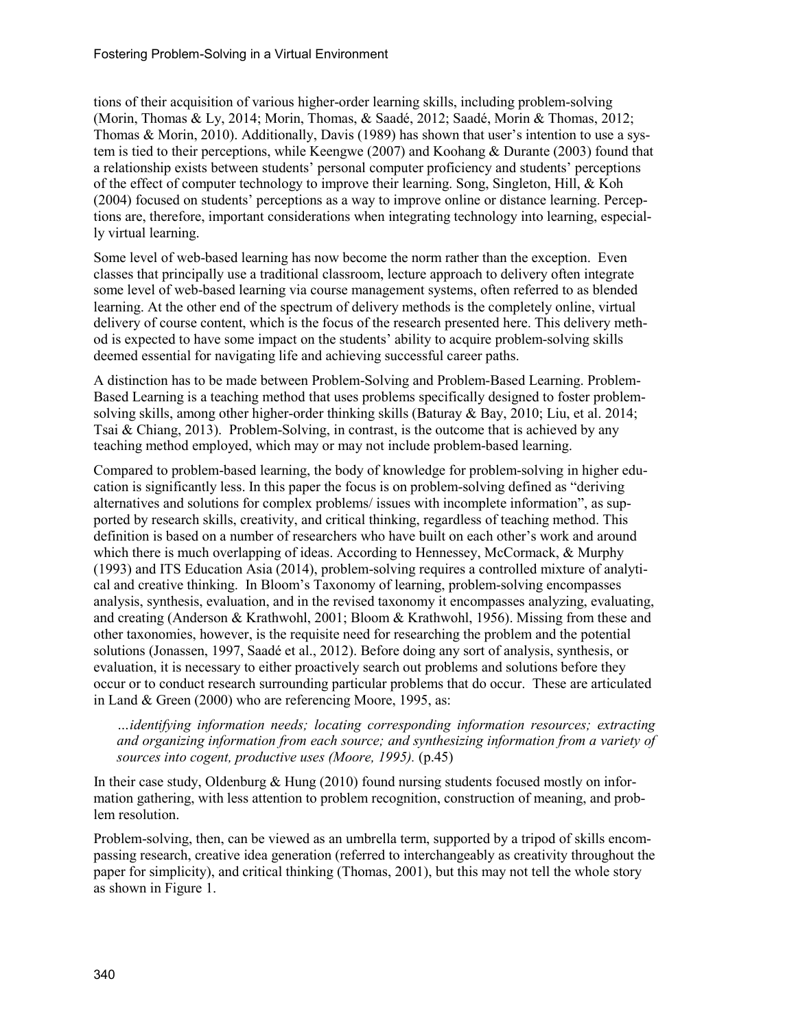tions of their acquisition of various higher-order learning skills, including problem-solving (Morin, Thomas & Ly, 2014; Morin, Thomas, & Saadé, 2012; Saadé, Morin & Thomas, 2012; Thomas & Morin, 2010). Additionally, Davis (1989) has shown that user's intention to use a system is tied to their perceptions, while Keengwe (2007) and Koohang & Durante (2003) found that a relationship exists between students' personal computer proficiency and students' perceptions of the effect of computer technology to improve their learning. Song, Singleton, Hill, & Koh (2004) focused on students' perceptions as a way to improve online or distance learning. Perceptions are, therefore, important considerations when integrating technology into learning, especially virtual learning.

Some level of web-based learning has now become the norm rather than the exception. Even classes that principally use a traditional classroom, lecture approach to delivery often integrate some level of web-based learning via course management systems, often referred to as blended learning. At the other end of the spectrum of delivery methods is the completely online, virtual delivery of course content, which is the focus of the research presented here. This delivery method is expected to have some impact on the students' ability to acquire problem-solving skills deemed essential for navigating life and achieving successful career paths.

A distinction has to be made between Problem-Solving and Problem-Based Learning. Problem-Based Learning is a teaching method that uses problems specifically designed to foster problem-solving skills, among other higher-order thinking skills (Baturay & Bay, 2010; Liu, et al. 2014; Tsai & Chiang, 2013). Problem-Solving, in contrast, is the outcome that is achieved by any teaching method employed, which may or may not include problem-based learning.

Compared to problem-based learning, the body of knowledge for problem-solving in higher education is significantly less. In this paper the focus is on problem-solving defined as "deriving alternatives and solutions for complex problems/ issues with incomplete information", as supported by research skills, creativity, and critical thinking, regardless of teaching method. This definition is based on a number of researchers who have built on each other's work and around which there is much overlapping of ideas. According to Hennessey, McCormack, & Murphy (1993) and ITS Education Asia (2014), problem-solving requires a controlled mixture of analytical and creative thinking. In Bloom's Taxonomy of learning, problem-solving encompasses analysis, synthesis, evaluation, and in the revised taxonomy it encompasses analyzing, evaluating, and creating (Anderson & Krathwohl, 2001; Bloom & Krathwohl, 1956). Missing from these and other taxonomies, however, is the requisite need for researching the problem and the potential solutions (Jonassen, 1997, Saadé et al., 2012). Before doing any sort of analysis, synthesis, or evaluation, it is necessary to either proactively search out problems and solutions before they occur or to conduct research surrounding particular problems that do occur. These are articulated in Land & Green (2000) who are referencing Moore, 1995, as:

> *…identifying information needs; locating corresponding information resources; extracting and organizing information from each source; and synthesizing information from a variety of sources into cogent, productive uses (Moore, 1995).* (p.45)

In their case study, Oldenburg & Hung (2010) found nursing students focused mostly on information gathering, with less attention to problem recognition, construction of meaning, and problem resolution.

Problem-solving, then, can be viewed as an umbrella term, supported by a tripod of skills encompassing research, creative idea generation (referred to interchangeably as creativity throughout the paper for simplicity), and critical thinking (Thomas, 2001), but this may not tell the whole story as shown in Figure 1.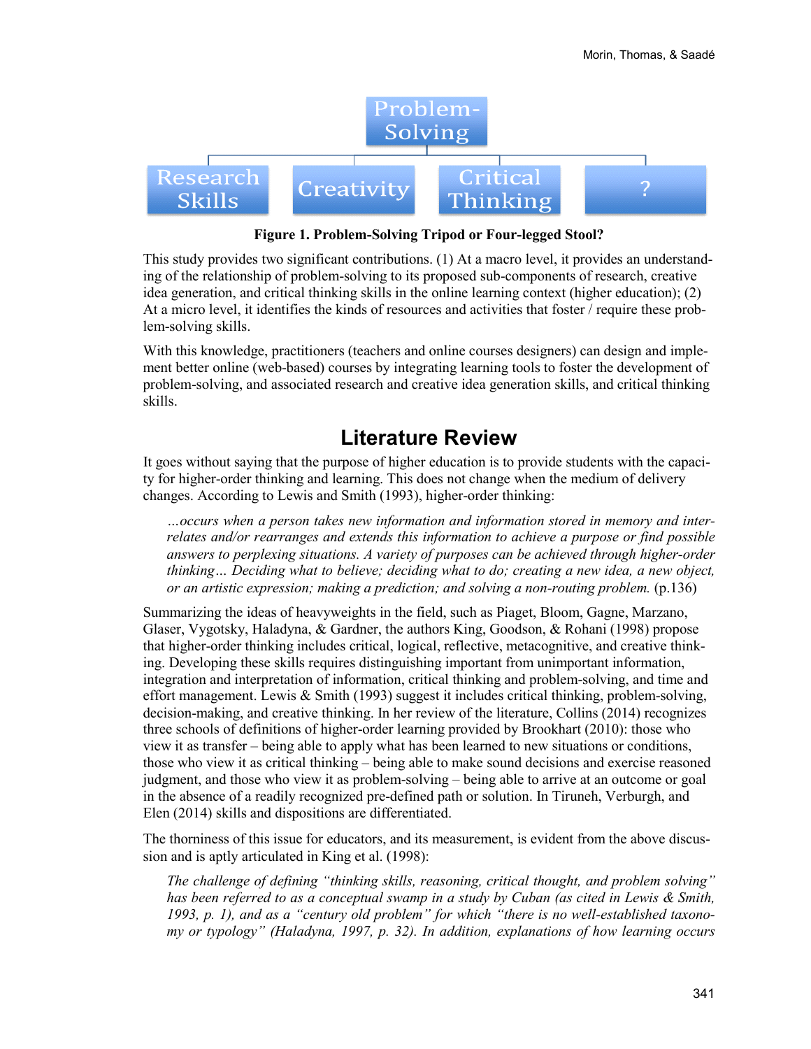Problem-Solving

Research Skills | Creativity | Critical Thinking | ?

**Figure 1. Problem-Solving Tripod or Four-legged Stool?**

This study provides two significant contributions. (1) At a macro level, it provides an understanding of the relationship of problem-solving to its proposed sub-components of research, creative idea generation, and critical thinking skills in the online learning context (higher education); (2) At a micro level, it identifies the kinds of resources and activities that foster / require these problem-solving skills.

With this knowledge, practitioners (teachers and online courses designers) can design and implement better online (web-based) courses by integrating learning tools to foster the development of problem-solving, and associated research and creative idea generation skills, and critical thinking skills.

## Literature Review

It goes without saying that the purpose of higher education is to provide students with the capacity for higher-order thinking and learning. This does not change when the medium of delivery changes. According to Lewis and Smith (1993), higher-order thinking:

> *…occurs when a person takes new information and information stored in memory and interrelates and/or rearranges and extends this information to achieve a purpose or find possible answers to perplexing situations. A variety of purposes can be achieved through higher-order thinking… Deciding what to believe; deciding what to do; creating a new idea, a new object, or an artistic expression; making a prediction; and solving a non-routing problem.* (p.136)

Summarizing the ideas of heavyweights in the field, such as Piaget, Bloom, Gagne, Marzano, Glaser, Vygotsky, Haladyna, & Gardner, the authors King, Goodson, & Rohani (1998) propose that higher-order thinking includes critical, logical, reflective, metacognitive, and creative thinking. Developing these skills requires distinguishing important from unimportant information, integration and interpretation of information, critical thinking and problem-solving, and time and effort management. Lewis & Smith (1993) suggest it includes critical thinking, problem-solving, decision-making, and creative thinking. In her review of the literature, Collins (2014) recognizes three schools of definitions of higher-order learning provided by Brookhart (2010): those who view it as transfer – being able to apply what has been learned to new situations or conditions, those who view it as critical thinking – being able to make sound decisions and exercise reasoned judgment, and those who view it as problem-solving – being able to arrive at an outcome or goal in the absence of a readily recognized pre-defined path or solution. In Tiruneh, Verburgh, and Elen (2014) skills and dispositions are differentiated.

The thorniness of this issue for educators, and its measurement, is evident from the above discussion and is aptly articulated in King et al. (1998):

> *The challenge of defining "thinking skills, reasoning, critical thought, and problem solving" has been referred to as a conceptual swamp in a study by Cuban (as cited in Lewis & Smith, 1993, p. 1), and as a "century old problem" for which "there is no well-established taxonomy or typology" (Haladyna, 1997, p. 32). In addition, explanations of how learning occurs*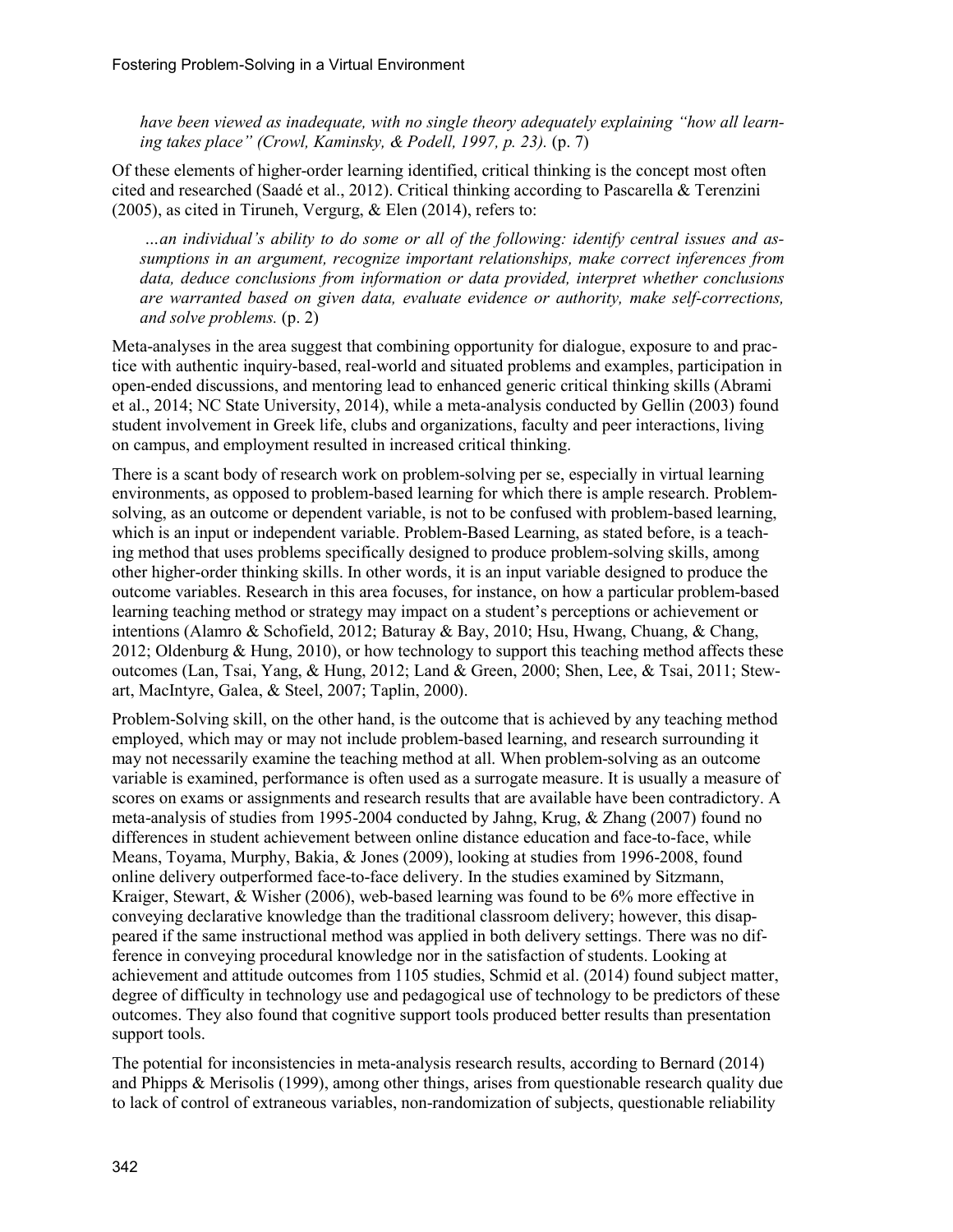*have been viewed as inadequate, with no single theory adequately explaining "how all learning takes place" (Crowl, Kaminsky, & Podell, 1997, p. 23).* (p. 7)

Of these elements of higher-order learning identified, critical thinking is the concept most often cited and researched (Saadé et al., 2012). Critical thinking according to Pascarella & Terenzini (2005), as cited in Tiruneh, Vergurg, & Elen (2014), refers to:

> *…an individual's ability to do some or all of the following: identify central issues and assumptions in an argument, recognize important relationships, make correct inferences from data, deduce conclusions from information or data provided, interpret whether conclusions are warranted based on given data, evaluate evidence or authority, make self-corrections, and solve problems.* (p. 2)

Meta-analyses in the area suggest that combining opportunity for dialogue, exposure to and practice with authentic inquiry-based, real-world and situated problems and examples, participation in open-ended discussions, and mentoring lead to enhanced generic critical thinking skills (Abrami et al., 2014; NC State University, 2014), while a meta-analysis conducted by Gellin (2003) found student involvement in Greek life, clubs and organizations, faculty and peer interactions, living on campus, and employment resulted in increased critical thinking.

There is a scant body of research work on problem-solving per se, especially in virtual learning environments, as opposed to problem-based learning for which there is ample research. Problem-solving, as an outcome or dependent variable, is not to be confused with problem-based learning, which is an input or independent variable. Problem-Based Learning, as stated before, is a teaching method that uses problems specifically designed to produce problem-solving skills, among other higher-order thinking skills. In other words, it is an input variable designed to produce the outcome variables. Research in this area focuses, for instance, on how a particular problem-based learning teaching method or strategy may impact on a student's perceptions or achievement or intentions (Alamro & Schofield, 2012; Baturay & Bay, 2010; Hsu, Hwang, Chuang, & Chang, 2012; Oldenburg & Hung, 2010), or how technology to support this teaching method affects these outcomes (Lan, Tsai, Yang, & Hung, 2012; Land & Green, 2000; Shen, Lee, & Tsai, 2011; Stewart, MacIntyre, Galea, & Steel, 2007; Taplin, 2000).

Problem-Solving skill, on the other hand, is the outcome that is achieved by any teaching method employed, which may or may not include problem-based learning, and research surrounding it may not necessarily examine the teaching method at all. When problem-solving as an outcome variable is examined, performance is often used as a surrogate measure. It is usually a measure of scores on exams or assignments and research results that are available have been contradictory. A meta-analysis of studies from 1995-2004 conducted by Jahng, Krug, & Zhang (2007) found no differences in student achievement between online distance education and face-to-face, while Means, Toyama, Murphy, Bakia, & Jones (2009), looking at studies from 1996-2008, found online delivery outperformed face-to-face delivery. In the studies examined by Sitzmann, Kraiger, Stewart, & Wisher (2006), web-based learning was found to be 6% more effective in conveying declarative knowledge than the traditional classroom delivery; however, this disappeared if the same instructional method was applied in both delivery settings. There was no difference in conveying procedural knowledge nor in the satisfaction of students. Looking at achievement and attitude outcomes from 1105 studies, Schmid et al. (2014) found subject matter, degree of difficulty in technology use and pedagogical use of technology to be predictors of these outcomes. They also found that cognitive support tools produced better results than presentation support tools.

The potential for inconsistencies in meta-analysis research results, according to Bernard (2014) and Phipps & Merisolis (1999), among other things, arises from questionable research quality due to lack of control of extraneous variables, non-randomization of subjects, questionable reliability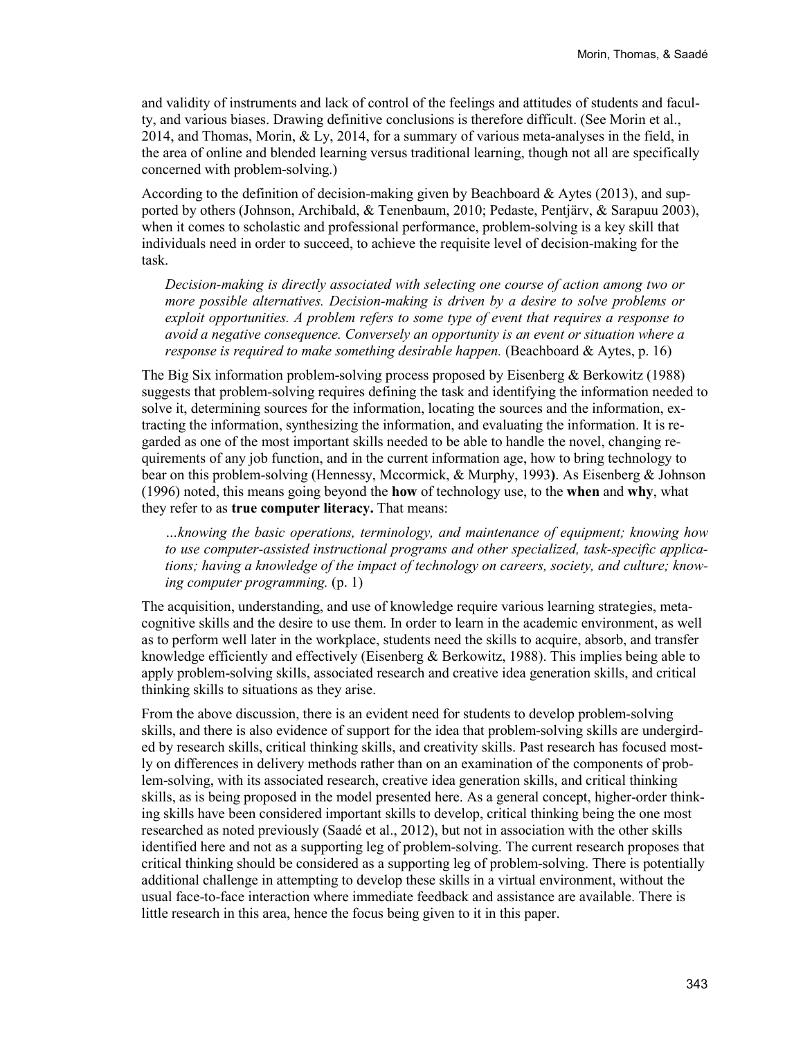and validity of instruments and lack of control of the feelings and attitudes of students and faculty, and various biases. Drawing definitive conclusions is therefore difficult. (See Morin et al., 2014, and Thomas, Morin, & Ly, 2014, for a summary of various meta-analyses in the field, in the area of online and blended learning versus traditional learning, though not all are specifically concerned with problem-solving.)

According to the definition of decision-making given by Beachboard & Aytes (2013), and supported by others (Johnson, Archibald, & Tenenbaum, 2010; Pedaste, Pentjärv, & Sarapuu 2003), when it comes to scholastic and professional performance, problem-solving is a key skill that individuals need in order to succeed, to achieve the requisite level of decision-making for the task.

> *Decision-making is directly associated with selecting one course of action among two or more possible alternatives. Decision-making is driven by a desire to solve problems or exploit opportunities. A problem refers to some type of event that requires a response to avoid a negative consequence. Conversely an opportunity is an event or situation where a response is required to make something desirable happen.* (Beachboard & Aytes, p. 16)

The Big Six information problem-solving process proposed by Eisenberg & Berkowitz (1988) suggests that problem-solving requires defining the task and identifying the information needed to solve it, determining sources for the information, locating the sources and the information, extracting the information, synthesizing the information, and evaluating the information. It is regarded as one of the most important skills needed to be able to handle the novel, changing requirements of any job function, and in the current information age, how to bring technology to bear on this problem-solving (Hennessy, Mccormick, & Murphy, 1993**)**. As Eisenberg & Johnson (1996) noted, this means going beyond the **how** of technology use, to the **when** and **why**, what they refer to as **true computer literacy.** That means:

> *…knowing the basic operations, terminology, and maintenance of equipment; knowing how to use computer-assisted instructional programs and other specialized, task-specific applications; having a knowledge of the impact of technology on careers, society, and culture; knowing computer programming.* (p. 1)

The acquisition, understanding, and use of knowledge require various learning strategies, metacognitive skills and the desire to use them. In order to learn in the academic environment, as well as to perform well later in the workplace, students need the skills to acquire, absorb, and transfer knowledge efficiently and effectively (Eisenberg & Berkowitz, 1988). This implies being able to apply problem-solving skills, associated research and creative idea generation skills, and critical thinking skills to situations as they arise.

From the above discussion, there is an evident need for students to develop problem-solving skills, and there is also evidence of support for the idea that problem-solving skills are undergirded by research skills, critical thinking skills, and creativity skills. Past research has focused mostly on differences in delivery methods rather than on an examination of the components of problem-solving, with its associated research, creative idea generation skills, and critical thinking skills, as is being proposed in the model presented here. As a general concept, higher-order thinking skills have been considered important skills to develop, critical thinking being the one most researched as noted previously (Saadé et al., 2012), but not in association with the other skills identified here and not as a supporting leg of problem-solving. The current research proposes that critical thinking should be considered as a supporting leg of problem-solving. There is potentially additional challenge in attempting to develop these skills in a virtual environment, without the usual face-to-face interaction where immediate feedback and assistance are available. There is little research in this area, hence the focus being given to it in this paper.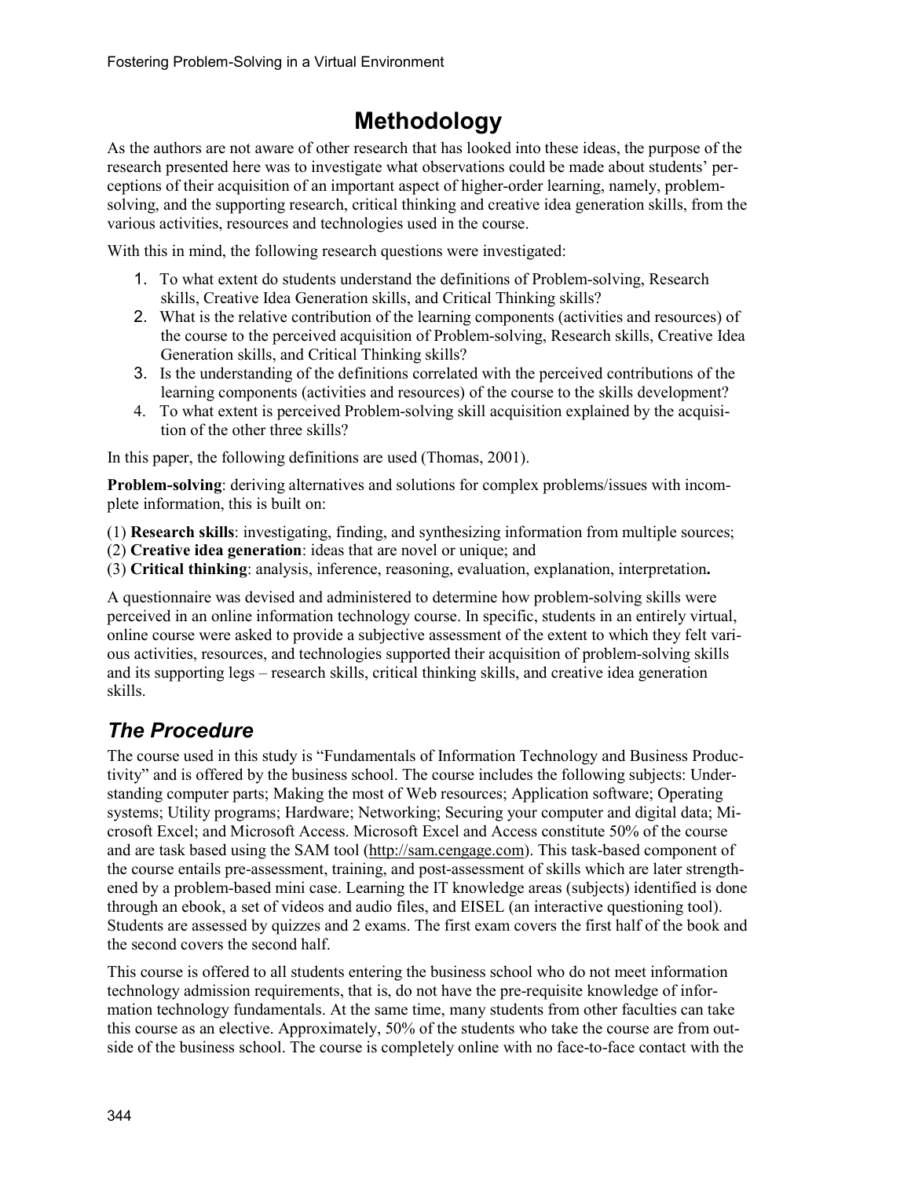# Methodology

As the authors are not aware of other research that has looked into these ideas, the purpose of the research presented here was to investigate what observations could be made about students' perceptions of their acquisition of an important aspect of higher-order learning, namely, problem-solving, and the supporting research, critical thinking and creative idea generation skills, from the various activities, resources and technologies used in the course.

With this in mind, the following research questions were investigated:

1. To what extent do students understand the definitions of Problem-solving, Research skills, Creative Idea Generation skills, and Critical Thinking skills?
2. What is the relative contribution of the learning components (activities and resources) of the course to the perceived acquisition of Problem-solving, Research skills, Creative Idea Generation skills, and Critical Thinking skills?
3. Is the understanding of the definitions correlated with the perceived contributions of the learning components (activities and resources) of the course to the skills development?
4. To what extent is perceived Problem-solving skill acquisition explained by the acquisition of the other three skills?

In this paper, the following definitions are used (Thomas, 2001).

**Problem-solving**: deriving alternatives and solutions for complex problems/issues with incomplete information, this is built on:

(1) **Research skills**: investigating, finding, and synthesizing information from multiple sources;
(2) **Creative idea generation**: ideas that are novel or unique; and
(3) **Critical thinking**: analysis, inference, reasoning, evaluation, explanation, interpretation**.**

A questionnaire was devised and administered to determine how problem-solving skills were perceived in an online information technology course. In specific, students in an entirely virtual, online course were asked to provide a subjective assessment of the extent to which they felt various activities, resources, and technologies supported their acquisition of problem-solving skills and its supporting legs – research skills, critical thinking skills, and creative idea generation skills.

## *The Procedure*

The course used in this study is "Fundamentals of Information Technology and Business Productivity" and is offered by the business school. The course includes the following subjects: Understanding computer parts; Making the most of Web resources; Application software; Operating systems; Utility programs; Hardware; Networking; Securing your computer and digital data; Microsoft Excel; and Microsoft Access. Microsoft Excel and Access constitute 50% of the course and are task based using the SAM tool (http://sam.cengage.com). This task-based component of the course entails pre-assessment, training, and post-assessment of skills which are later strengthened by a problem-based mini case. Learning the IT knowledge areas (subjects) identified is done through an ebook, a set of videos and audio files, and EISEL (an interactive questioning tool). Students are assessed by quizzes and 2 exams. The first exam covers the first half of the book and the second covers the second half.

This course is offered to all students entering the business school who do not meet information technology admission requirements, that is, do not have the pre-requisite knowledge of information technology fundamentals. At the same time, many students from other faculties can take this course as an elective. Approximately, 50% of the students who take the course are from outside of the business school. The course is completely online with no face-to-face contact with the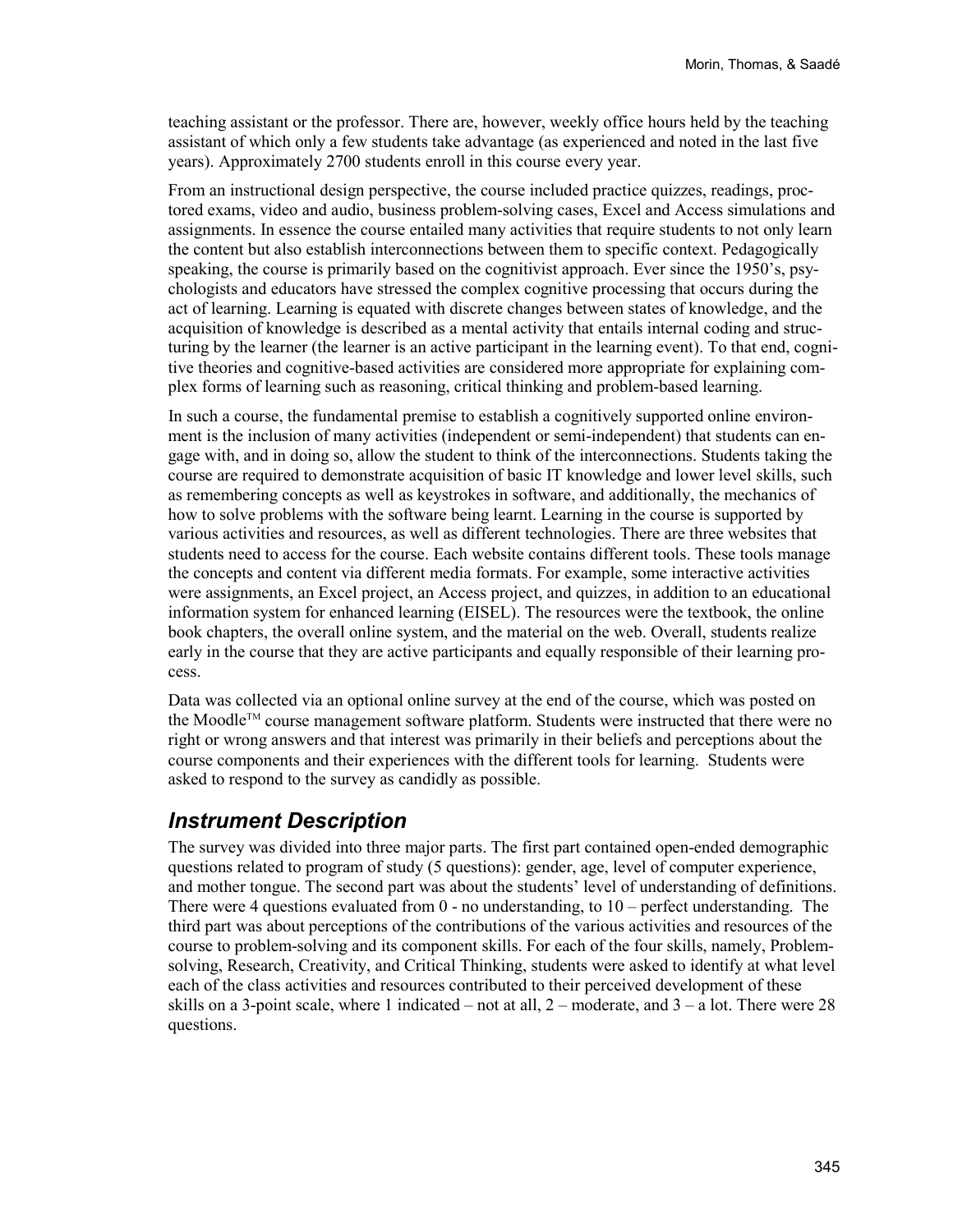teaching assistant or the professor. There are, however, weekly office hours held by the teaching assistant of which only a few students take advantage (as experienced and noted in the last five years). Approximately 2700 students enroll in this course every year.

From an instructional design perspective, the course included practice quizzes, readings, proctored exams, video and audio, business problem-solving cases, Excel and Access simulations and assignments. In essence the course entailed many activities that require students to not only learn the content but also establish interconnections between them to specific context. Pedagogically speaking, the course is primarily based on the cognitivist approach. Ever since the 1950's, psychologists and educators have stressed the complex cognitive processing that occurs during the act of learning. Learning is equated with discrete changes between states of knowledge, and the acquisition of knowledge is described as a mental activity that entails internal coding and structuring by the learner (the learner is an active participant in the learning event). To that end, cognitive theories and cognitive-based activities are considered more appropriate for explaining complex forms of learning such as reasoning, critical thinking and problem-based learning.

In such a course, the fundamental premise to establish a cognitively supported online environment is the inclusion of many activities (independent or semi-independent) that students can engage with, and in doing so, allow the student to think of the interconnections. Students taking the course are required to demonstrate acquisition of basic IT knowledge and lower level skills, such as remembering concepts as well as keystrokes in software, and additionally, the mechanics of how to solve problems with the software being learnt. Learning in the course is supported by various activities and resources, as well as different technologies. There are three websites that students need to access for the course. Each website contains different tools. These tools manage the concepts and content via different media formats. For example, some interactive activities were assignments, an Excel project, an Access project, and quizzes, in addition to an educational information system for enhanced learning (EISEL). The resources were the textbook, the online book chapters, the overall online system, and the material on the web. Overall, students realize early in the course that they are active participants and equally responsible of their learning process.

Data was collected via an optional online survey at the end of the course, which was posted on the Moodle™ course management software platform. Students were instructed that there were no right or wrong answers and that interest was primarily in their beliefs and perceptions about the course components and their experiences with the different tools for learning. Students were asked to respond to the survey as candidly as possible.

## *Instrument Description*

The survey was divided into three major parts. The first part contained open-ended demographic questions related to program of study (5 questions): gender, age, level of computer experience, and mother tongue. The second part was about the students' level of understanding of definitions. There were 4 questions evaluated from 0 - no understanding, to 10 – perfect understanding. The third part was about perceptions of the contributions of the various activities and resources of the course to problem-solving and its component skills. For each of the four skills, namely, Problem-solving, Research, Creativity, and Critical Thinking, students were asked to identify at what level each of the class activities and resources contributed to their perceived development of these skills on a 3-point scale, where 1 indicated – not at all, 2 – moderate, and 3 – a lot. There were 28 questions.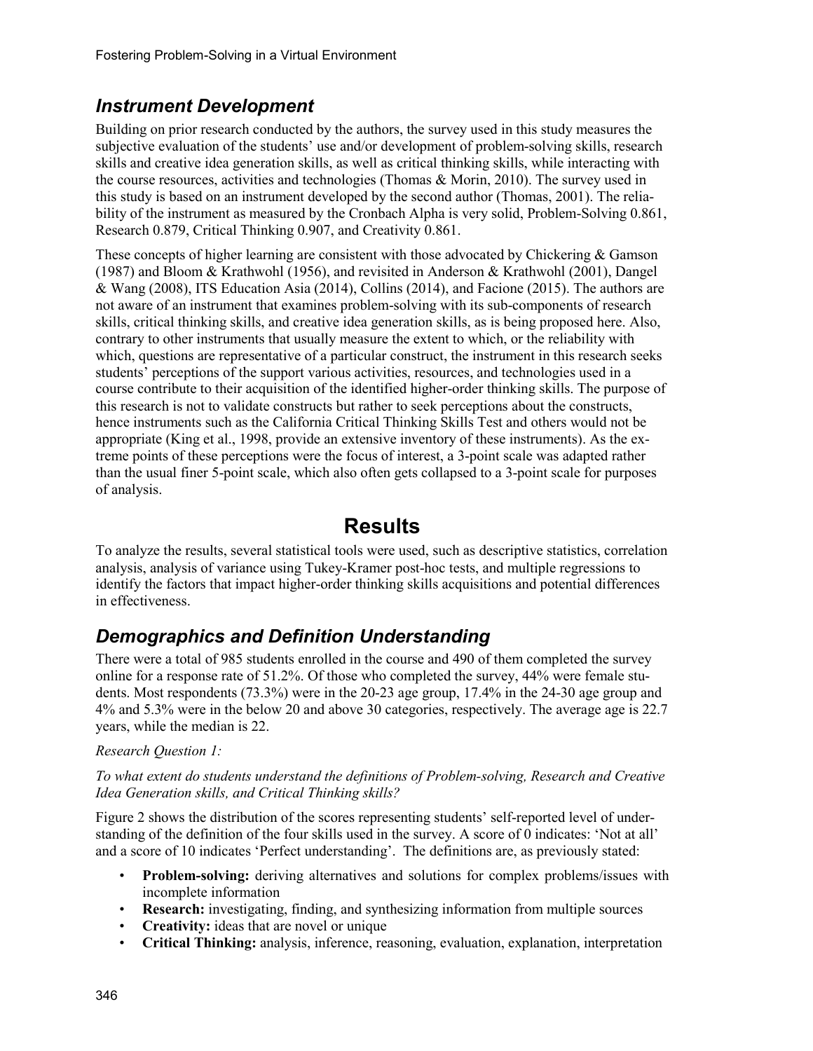## *Instrument Development*

Building on prior research conducted by the authors, the survey used in this study measures the subjective evaluation of the students' use and/or development of problem-solving skills, research skills and creative idea generation skills, as well as critical thinking skills, while interacting with the course resources, activities and technologies (Thomas & Morin, 2010). The survey used in this study is based on an instrument developed by the second author (Thomas, 2001). The reliability of the instrument as measured by the Cronbach Alpha is very solid, Problem-Solving 0.861, Research 0.879, Critical Thinking 0.907, and Creativity 0.861.

These concepts of higher learning are consistent with those advocated by Chickering & Gamson (1987) and Bloom & Krathwohl (1956), and revisited in Anderson & Krathwohl (2001), Dangel & Wang (2008), ITS Education Asia (2014), Collins (2014), and Facione (2015). The authors are not aware of an instrument that examines problem-solving with its sub-components of research skills, critical thinking skills, and creative idea generation skills, as is being proposed here. Also, contrary to other instruments that usually measure the extent to which, or the reliability with which, questions are representative of a particular construct, the instrument in this research seeks students' perceptions of the support various activities, resources, and technologies used in a course contribute to their acquisition of the identified higher-order thinking skills. The purpose of this research is not to validate constructs but rather to seek perceptions about the constructs, hence instruments such as the California Critical Thinking Skills Test and others would not be appropriate (King et al., 1998, provide an extensive inventory of these instruments). As the extreme points of these perceptions were the focus of interest, a 3-point scale was adapted rather than the usual finer 5-point scale, which also often gets collapsed to a 3-point scale for purposes of analysis.

# Results

To analyze the results, several statistical tools were used, such as descriptive statistics, correlation analysis, analysis of variance using Tukey-Kramer post-hoc tests, and multiple regressions to identify the factors that impact higher-order thinking skills acquisitions and potential differences in effectiveness.

## *Demographics and Definition Understanding*

There were a total of 985 students enrolled in the course and 490 of them completed the survey online for a response rate of 51.2%. Of those who completed the survey, 44% were female students. Most respondents (73.3%) were in the 20-23 age group, 17.4% in the 24-30 age group and 4% and 5.3% were in the below 20 and above 30 categories, respectively. The average age is 22.7 years, while the median is 22.

*Research Question 1:*

*To what extent do students understand the definitions of Problem-solving, Research and Creative Idea Generation skills, and Critical Thinking skills?*

Figure 2 shows the distribution of the scores representing students' self-reported level of understanding of the definition of the four skills used in the survey. A score of 0 indicates: 'Not at all' and a score of 10 indicates 'Perfect understanding'. The definitions are, as previously stated:

- **Problem-solving:** deriving alternatives and solutions for complex problems/issues with incomplete information
- **Research:** investigating, finding, and synthesizing information from multiple sources
- **Creativity:** ideas that are novel or unique
- **Critical Thinking:** analysis, inference, reasoning, evaluation, explanation, interpretation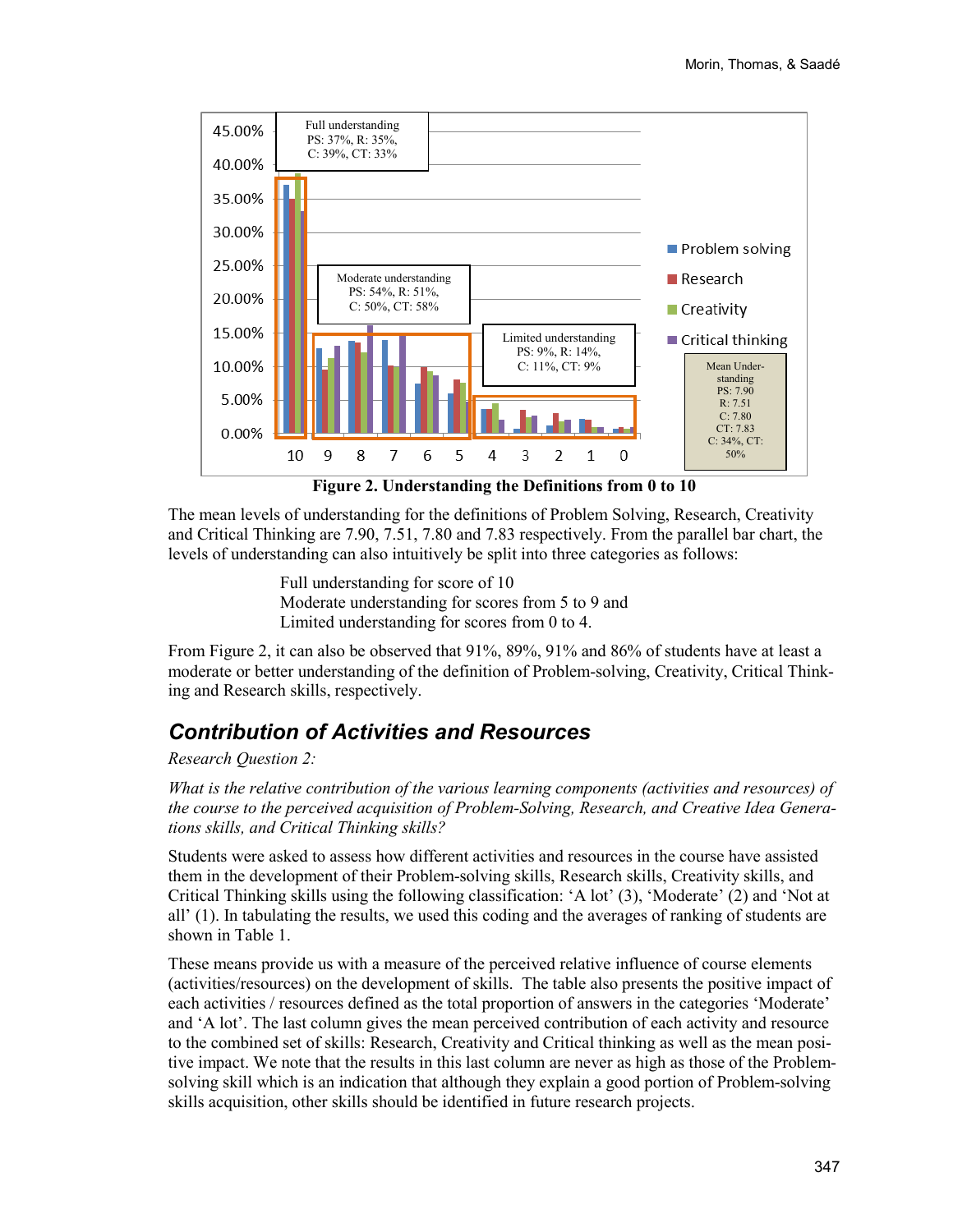**Figure 2. Understanding the Definitions from 0 to 10**

The mean levels of understanding for the definitions of Problem Solving, Research, Creativity and Critical Thinking are 7.90, 7.51, 7.80 and 7.83 respectively. From the parallel bar chart, the levels of understanding can also intuitively be split into three categories as follows:

> Full understanding for score of 10
> Moderate understanding for scores from 5 to 9 and
> Limited understanding for scores from 0 to 4.

From Figure 2, it can also be observed that 91%, 89%, 91% and 86% of students have at least a moderate or better understanding of the definition of Problem-solving, Creativity, Critical Thinking and Research skills, respectively.

## *Contribution of Activities and Resources*

*Research Question 2:*

*What is the relative contribution of the various learning components (activities and resources) of the course to the perceived acquisition of Problem-Solving, Research, and Creative Idea Generations skills, and Critical Thinking skills?*

Students were asked to assess how different activities and resources in the course have assisted them in the development of their Problem-solving skills, Research skills, Creativity skills, and Critical Thinking skills using the following classification: 'A lot' (3), 'Moderate' (2) and 'Not at all' (1). In tabulating the results, we used this coding and the averages of ranking of students are shown in Table 1.

These means provide us with a measure of the perceived relative influence of course elements (activities/resources) on the development of skills. The table also presents the positive impact of each activities / resources defined as the total proportion of answers in the categories 'Moderate' and 'A lot'. The last column gives the mean perceived contribution of each activity and resource to the combined set of skills: Research, Creativity and Critical thinking as well as the mean positive impact. We note that the results in this last column are never as high as those of the Problem-solving skill which is an indication that although they explain a good portion of Problem-solving skills acquisition, other skills should be identified in future research projects.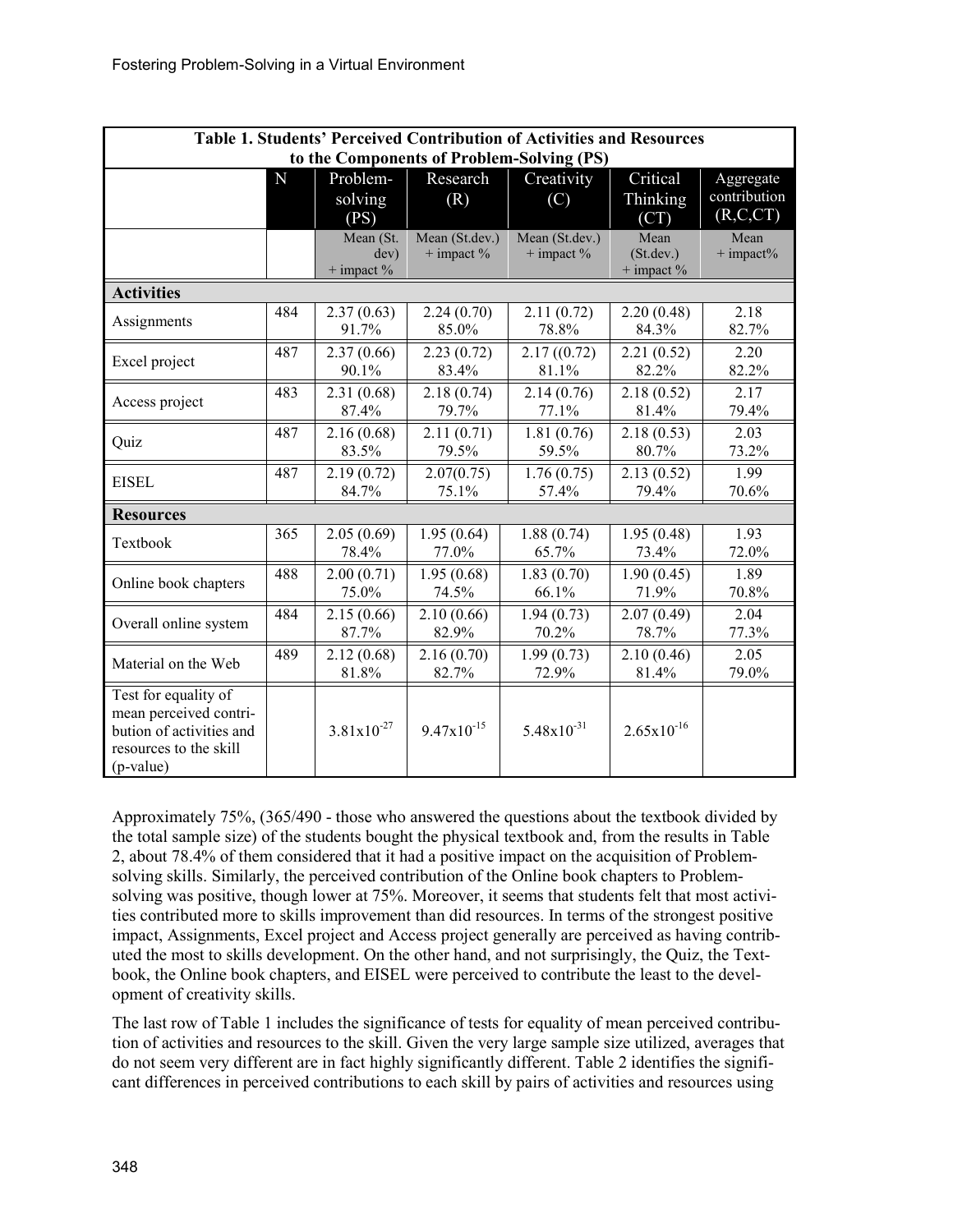| Table 1. Students' Perceived Contribution of Activities and Resources to the Components of Problem-Solving (PS) | | | | | | |
|---|---|---|---|---|---|---|
| | N | Problem-solving (PS) | Research (R) | Creativity (C) | Critical Thinking (CT) | Aggregate contribution (R,C,CT) |
| | | Mean (St. dev) + impact % | Mean (St.dev.) + impact % | Mean (St.dev.) + impact % | Mean (St.dev.) + impact % | Mean + impact% |
| **Activities** | | | | | | |
| Assignments | 484 | 2.37 (0.63) 91.7% | 2.24 (0.70) 85.0% | 2.11 (0.72) 78.8% | 2.20 (0.48) 84.3% | 2.18 82.7% |
| Excel project | 487 | 2.37 (0.66) 90.1% | 2.23 (0.72) 83.4% | 2.17 ((0.72) 81.1% | 2.21 (0.52) 82.2% | 2.20 82.2% |
| Access project | 483 | 2.31 (0.68) 87.4% | 2.18 (0.74) 79.7% | 2.14 (0.76) 77.1% | 2.18 (0.52) 81.4% | 2.17 79.4% |
| Quiz | 487 | 2.16 (0.68) 83.5% | 2.11 (0.71) 79.5% | 1.81 (0.76) 59.5% | 2.18 (0.53) 80.7% | 2.03 73.2% |
| EISEL | 487 | 2.19 (0.72) 84.7% | 2.07(0.75) 75.1% | 1.76 (0.75) 57.4% | 2.13 (0.52) 79.4% | 1.99 70.6% |
| **Resources** | | | | | | |
| Textbook | 365 | 2.05 (0.69) 78.4% | 1.95 (0.64) 77.0% | 1.88 (0.74) 65.7% | 1.95 (0.48) 73.4% | 1.93 72.0% |
| Online book chapters | 488 | 2.00 (0.71) 75.0% | 1.95 (0.68) 74.5% | 1.83 (0.70) 66.1% | 1.90 (0.45) 71.9% | 1.89 70.8% |
| Overall online system | 484 | 2.15 (0.66) 87.7% | 2.10 (0.66) 82.9% | 1.94 (0.73) 70.2% | 2.07 (0.49) 78.7% | 2.04 77.3% |
| Material on the Web | 489 | 2.12 (0.68) 81.8% | 2.16 (0.70) 82.7% | 1.99 (0.73) 72.9% | 2.10 (0.46) 81.4% | 2.05 79.0% |
| Test for equality of mean perceived contribution of activities and resources to the skill (p-value) | | $3.81 \times 10^{-27}$ | $9.47 \times 10^{-15}$ | $5.48 \times 10^{-31}$ | $2.65 \times 10^{-16}$ | |

Approximately 75%, (365/490 - those who answered the questions about the textbook divided by the total sample size) of the students bought the physical textbook and, from the results in Table 2, about 78.4% of them considered that it had a positive impact on the acquisition of Problem-solving skills. Similarly, the perceived contribution of the Online book chapters to Problem-solving was positive, though lower at 75%. Moreover, it seems that students felt that most activities contributed more to skills improvement than did resources. In terms of the strongest positive impact, Assignments, Excel project and Access project generally are perceived as having contributed the most to skills development. On the other hand, and not surprisingly, the Quiz, the Textbook, the Online book chapters, and EISEL were perceived to contribute the least to the development of creativity skills.

The last row of Table 1 includes the significance of tests for equality of mean perceived contribution of activities and resources to the skill. Given the very large sample size utilized, averages that do not seem very different are in fact highly significantly different. Table 2 identifies the significant differences in perceived contributions to each skill by pairs of activities and resources using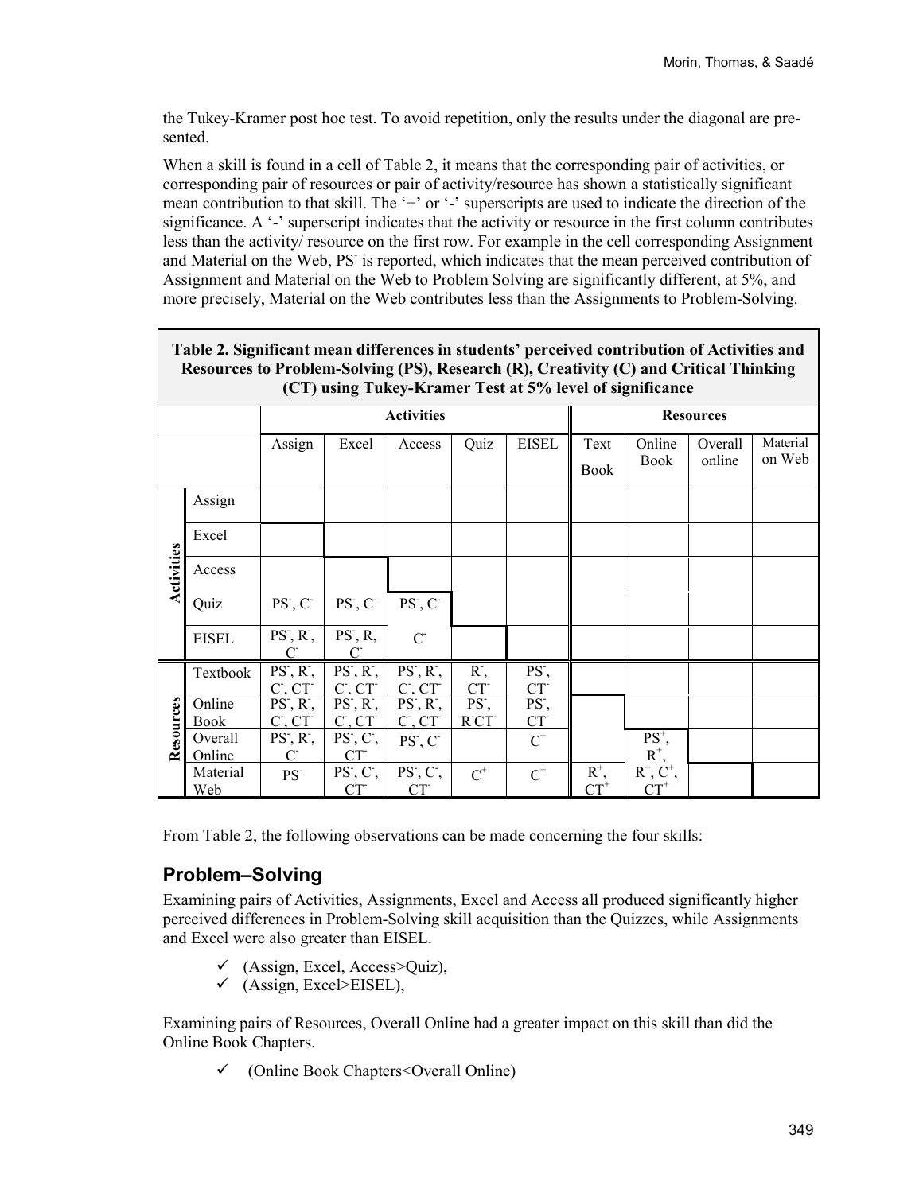the Tukey-Kramer post hoc test. To avoid repetition, only the results under the diagonal are presented.

When a skill is found in a cell of Table 2, it means that the corresponding pair of activities, or corresponding pair of resources or pair of activity/resource has shown a statistically significant mean contribution to that skill. The '+' or '-' superscripts are used to indicate the direction of the significance. A '-' superscript indicates that the activity or resource in the first column contributes less than the activity/ resource on the first row. For example in the cell corresponding Assignment and Material on the Web, $PS^-$ is reported, which indicates that the mean perceived contribution of Assignment and Material on the Web to Problem Solving are significantly different, at 5%, and more precisely, Material on the Web contributes less than the Assignments to Problem-Solving.

**Table 2. Significant mean differences in students' perceived contribution of Activities and Resources to Problem-Solving (PS), Research (R), Creativity (C) and Critical Thinking (CT) using Tukey-Kramer Test at 5% level of significance**

| | | Activities | | | | | Resources | | | |
|---|---|---|---|---|---|---|---|---|---|---|
| | | Assign | Excel | Access | Quiz | EISEL | Text Book | Online Book | Overall online | Material on Web |
| Activities | Assign | | | | | | | | | |
| | Excel | | | | | | | | | |
| | Access | | | | | | | | | |
| | Quiz | $PS^-$, $C^-$ | $PS^-$, $C^-$ | $PS^-$, $C^-$ | | | | | | |
| | EISEL | $PS^-$, $R^-$, $C^-$ | $PS^-$, R, $C^-$ | $C^-$ | | | | | | |
| Resources | Textbook | $PS^-$, $R^-$, $C^-$, $CT^-$ | $PS^-$, $R^-$, $C^-$, $CT^-$ | $PS^-$, $R^-$, $C^-$, $CT^-$ | $R^-$, $CT^-$ | $PS^-$, $CT^-$ | | | | |
| | Online Book | $PS^-$, $R^-$, $C^-$, $CT^-$ | $PS^-$, $R^-$, $C^-$, $CT^-$ | $PS^-$, $R^-$, $C^-$, $CT^-$ | $PS^-$, $R^-CT^-$ | $PS^-$, $CT^-$ | | | | |
| | Overall Online | $PS^-$, $R^-$, $C^-$ | $PS^-$, $C^-$, $CT^-$ | $PS^-$, $C^-$ | | $C^+$ | | $PS^+$, $R^+$, | | |
| | Material Web | $PS^-$ | $PS^-$, $C^-$, $CT^-$ | $PS^-$, $C^-$, $CT^-$ | $C^+$ | $C^+$ | $R^+$, $CT^+$ | $R^+$, $C^+$, $CT^+$ | | |

From Table 2, the following observations can be made concerning the four skills:

## Problem–Solving

Examining pairs of Activities, Assignments, Excel and Access all produced significantly higher perceived differences in Problem-Solving skill acquisition than the Quizzes, while Assignments and Excel were also greater than EISEL.

- ✓ (Assign, Excel, Access>Quiz),
- ✓ (Assign, Excel>EISEL),

Examining pairs of Resources, Overall Online had a greater impact on this skill than did the Online Book Chapters.

- ✓ (Online Book Chapters<Overall Online)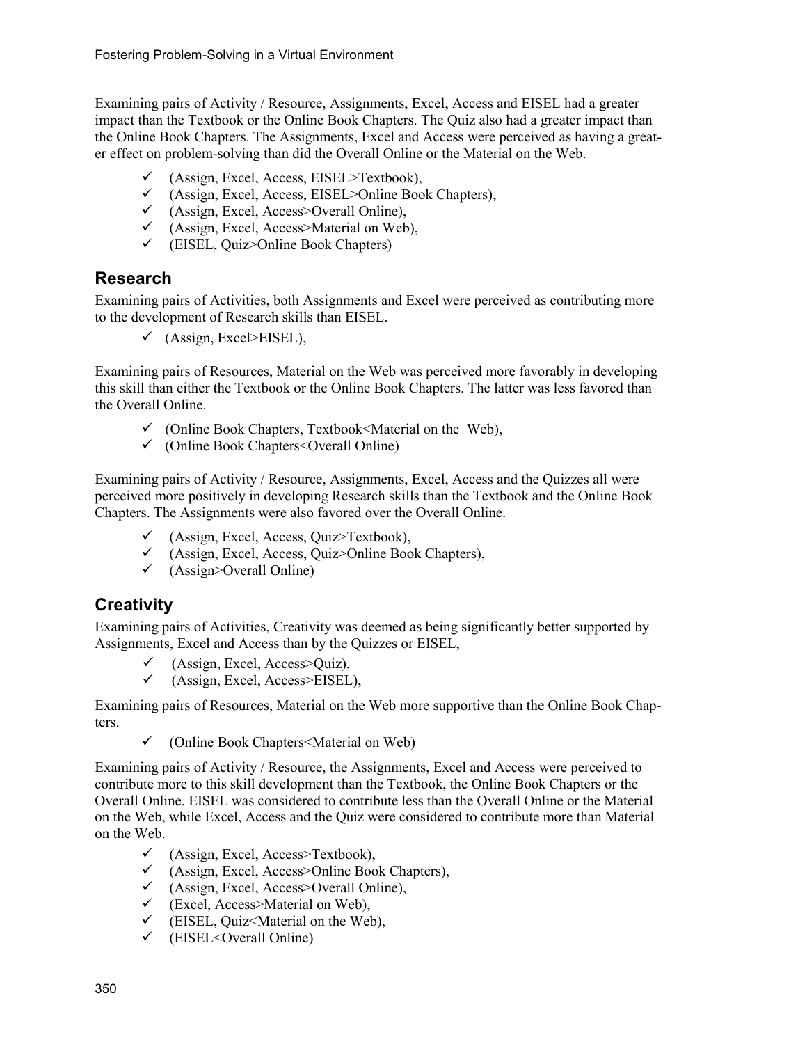Examining pairs of Activity / Resource, Assignments, Excel, Access and EISEL had a greater impact than the Textbook or the Online Book Chapters. The Quiz also had a greater impact than the Online Book Chapters. The Assignments, Excel and Access were perceived as having a greater effect on problem-solving than did the Overall Online or the Material on the Web.

- ✓ (Assign, Excel, Access, EISEL>Textbook),
- ✓ (Assign, Excel, Access, EISEL>Online Book Chapters),
- ✓ (Assign, Excel, Access>Overall Online),
- ✓ (Assign, Excel, Access>Material on Web),
- ✓ (EISEL, Quiz>Online Book Chapters)

## Research

Examining pairs of Activities, both Assignments and Excel were perceived as contributing more to the development of Research skills than EISEL.

- ✓ (Assign, Excel>EISEL),

Examining pairs of Resources, Material on the Web was perceived more favorably in developing this skill than either the Textbook or the Online Book Chapters. The latter was less favored than the Overall Online.

- ✓ (Online Book Chapters, Textbook<Material on the Web),
- ✓ (Online Book Chapters<Overall Online)

Examining pairs of Activity / Resource, Assignments, Excel, Access and the Quizzes all were perceived more positively in developing Research skills than the Textbook and the Online Book Chapters. The Assignments were also favored over the Overall Online.

- ✓ (Assign, Excel, Access, Quiz>Textbook),
- ✓ (Assign, Excel, Access, Quiz>Online Book Chapters),
- ✓ (Assign>Overall Online)

## Creativity

Examining pairs of Activities, Creativity was deemed as being significantly better supported by Assignments, Excel and Access than by the Quizzes or EISEL,

- ✓ (Assign, Excel, Access>Quiz),
- ✓ (Assign, Excel, Access>EISEL),

Examining pairs of Resources, Material on the Web more supportive than the Online Book Chapters.

- ✓ (Online Book Chapters<Material on Web)

Examining pairs of Activity / Resource, the Assignments, Excel and Access were perceived to contribute more to this skill development than the Textbook, the Online Book Chapters or the Overall Online. EISEL was considered to contribute less than the Overall Online or the Material on the Web, while Excel, Access and the Quiz were considered to contribute more than Material on the Web.

- ✓ (Assign, Excel, Access>Textbook),
- ✓ (Assign, Excel, Access>Online Book Chapters),
- ✓ (Assign, Excel, Access>Overall Online),
- ✓ (Excel, Access>Material on Web),
- ✓ (EISEL, Quiz<Material on the Web),
- ✓ (EISEL<Overall Online)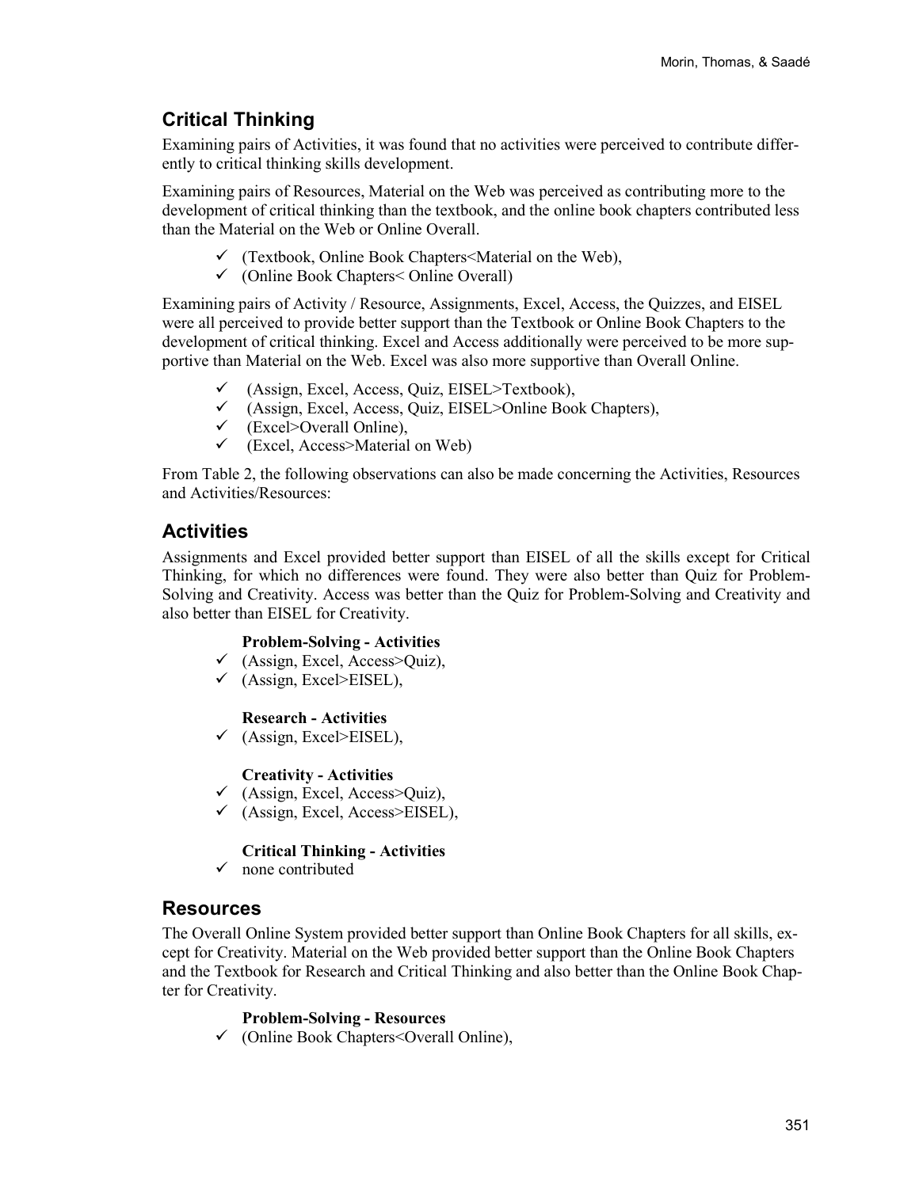## Critical Thinking

Examining pairs of Activities, it was found that no activities were perceived to contribute differently to critical thinking skills development.

Examining pairs of Resources, Material on the Web was perceived as contributing more to the development of critical thinking than the textbook, and the online book chapters contributed less than the Material on the Web or Online Overall.

- ✓ (Textbook, Online Book Chapters<Material on the Web),
- ✓ (Online Book Chapters< Online Overall)

Examining pairs of Activity / Resource, Assignments, Excel, Access, the Quizzes, and EISEL were all perceived to provide better support than the Textbook or Online Book Chapters to the development of critical thinking. Excel and Access additionally were perceived to be more supportive than Material on the Web. Excel was also more supportive than Overall Online.

- ✓ (Assign, Excel, Access, Quiz, EISEL>Textbook),
- ✓ (Assign, Excel, Access, Quiz, EISEL>Online Book Chapters),
- ✓ (Excel>Overall Online),
- ✓ (Excel, Access>Material on Web)

From Table 2, the following observations can also be made concerning the Activities, Resources and Activities/Resources:

## Activities

Assignments and Excel provided better support than EISEL of all the skills except for Critical Thinking, for which no differences were found. They were also better than Quiz for Problem-Solving and Creativity. Access was better than the Quiz for Problem-Solving and Creativity and also better than EISEL for Creativity.

**Problem-Solving - Activities**

- ✓ (Assign, Excel, Access>Quiz),
- ✓ (Assign, Excel>EISEL),

**Research - Activities**

- ✓ (Assign, Excel>EISEL),

**Creativity - Activities**

- ✓ (Assign, Excel, Access>Quiz),
- ✓ (Assign, Excel, Access>EISEL),

**Critical Thinking - Activities**

- ✓ none contributed

## Resources

The Overall Online System provided better support than Online Book Chapters for all skills, except for Creativity. Material on the Web provided better support than the Online Book Chapters and the Textbook for Research and Critical Thinking and also better than the Online Book Chapter for Creativity.

**Problem-Solving - Resources**

- ✓ (Online Book Chapters<Overall Online),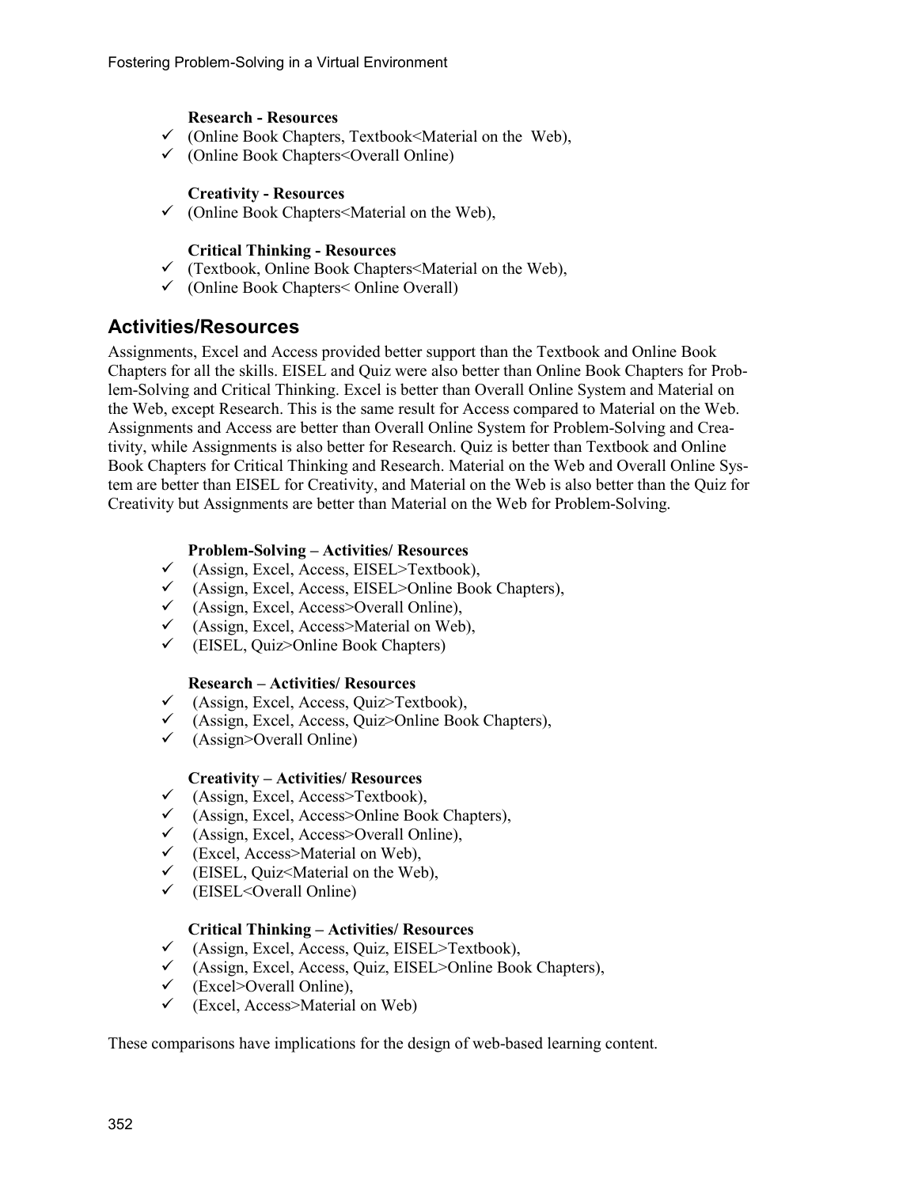**Research - Resources**

- ✓ (Online Book Chapters, Textbook<Material on the Web),
- ✓ (Online Book Chapters<Overall Online)

**Creativity - Resources**

- ✓ (Online Book Chapters<Material on the Web),

**Critical Thinking - Resources**

- ✓ (Textbook, Online Book Chapters<Material on the Web),
- ✓ (Online Book Chapters< Online Overall)

## Activities/Resources

Assignments, Excel and Access provided better support than the Textbook and Online Book Chapters for all the skills. EISEL and Quiz were also better than Online Book Chapters for Problem-Solving and Critical Thinking. Excel is better than Overall Online System and Material on the Web, except Research. This is the same result for Access compared to Material on the Web. Assignments and Access are better than Overall Online System for Problem-Solving and Creativity, while Assignments is also better for Research. Quiz is better than Textbook and Online Book Chapters for Critical Thinking and Research. Material on the Web and Overall Online System are better than EISEL for Creativity, and Material on the Web is also better than the Quiz for Creativity but Assignments are better than Material on the Web for Problem-Solving.

**Problem-Solving – Activities/ Resources**

- ✓ (Assign, Excel, Access, EISEL>Textbook),
- ✓ (Assign, Excel, Access, EISEL>Online Book Chapters),
- ✓ (Assign, Excel, Access>Overall Online),
- ✓ (Assign, Excel, Access>Material on Web),
- ✓ (EISEL, Quiz>Online Book Chapters)

**Research – Activities/ Resources**

- ✓ (Assign, Excel, Access, Quiz>Textbook),
- ✓ (Assign, Excel, Access, Quiz>Online Book Chapters),
- ✓ (Assign>Overall Online)

**Creativity – Activities/ Resources**

- ✓ (Assign, Excel, Access>Textbook),
- ✓ (Assign, Excel, Access>Online Book Chapters),
- ✓ (Assign, Excel, Access>Overall Online),
- ✓ (Excel, Access>Material on Web),
- ✓ (EISEL, Quiz<Material on the Web),
- ✓ (EISEL<Overall Online)

**Critical Thinking – Activities/ Resources**

- ✓ (Assign, Excel, Access, Quiz, EISEL>Textbook),
- ✓ (Assign, Excel, Access, Quiz, EISEL>Online Book Chapters),
- ✓ (Excel>Overall Online),
- ✓ (Excel, Access>Material on Web)

These comparisons have implications for the design of web-based learning content.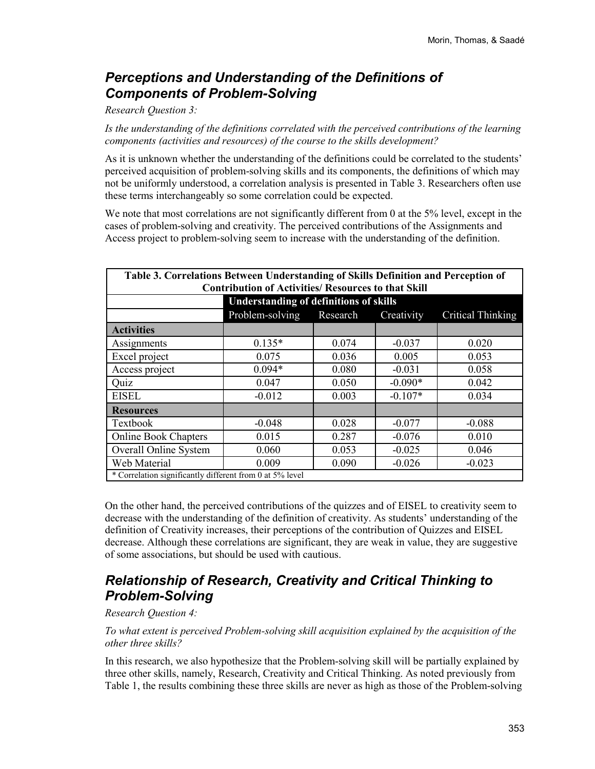## *Perceptions and Understanding of the Definitions of Components of Problem-Solving*

*Research Question 3:*

*Is the understanding of the definitions correlated with the perceived contributions of the learning components (activities and resources) of the course to the skills development?*

As it is unknown whether the understanding of the definitions could be correlated to the students' perceived acquisition of problem-solving skills and its components, the definitions of which may not be uniformly understood, a correlation analysis is presented in Table 3. Researchers often use these terms interchangeably so some correlation could be expected.

We note that most correlations are not significantly different from 0 at the 5% level, except in the cases of problem-solving and creativity. The perceived contributions of the Assignments and Access project to problem-solving seem to increase with the understanding of the definition.

**Table 3. Correlations Between Understanding of Skills Definition and Perception of Contribution of Activities/ Resources to that Skill**

| | **Understanding of definitions of skills** | | | |
|---|---|---|---|---|
| | Problem-solving | Research | Creativity | Critical Thinking |
| **Activities** | | | | |
| Assignments | 0.135* | 0.074 | -0.037 | 0.020 |
| Excel project | 0.075 | 0.036 | 0.005 | 0.053 |
| Access project | 0.094* | 0.080 | -0.031 | 0.058 |
| Quiz | 0.047 | 0.050 | -0.090* | 0.042 |
| EISEL | -0.012 | 0.003 | -0.107* | 0.034 |
| **Resources** | | | | |
| Textbook | -0.048 | 0.028 | -0.077 | -0.088 |
| Online Book Chapters | 0.015 | 0.287 | -0.076 | 0.010 |
| Overall Online System | 0.060 | 0.053 | -0.025 | 0.046 |
| Web Material | 0.009 | 0.090 | -0.026 | -0.023 |

* Correlation significantly different from 0 at 5% level

On the other hand, the perceived contributions of the quizzes and of EISEL to creativity seem to decrease with the understanding of the definition of creativity. As students' understanding of the definition of Creativity increases, their perceptions of the contribution of Quizzes and EISEL decrease. Although these correlations are significant, they are weak in value, they are suggestive of some associations, but should be used with cautious.

## *Relationship of Research, Creativity and Critical Thinking to Problem-Solving*

*Research Question 4:*

*To what extent is perceived Problem-solving skill acquisition explained by the acquisition of the other three skills?*

In this research, we also hypothesize that the Problem-solving skill will be partially explained by three other skills, namely, Research, Creativity and Critical Thinking. As noted previously from Table 1, the results combining these three skills are never as high as those of the Problem-solving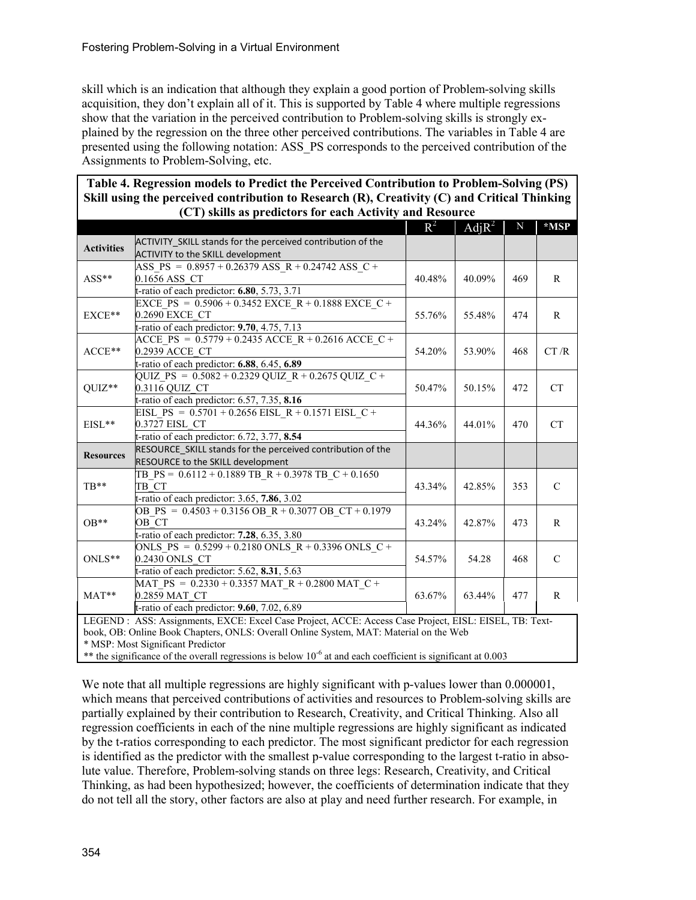skill which is an indication that although they explain a good portion of Problem-solving skills acquisition, they don't explain all of it. This is supported by Table 4 where multiple regressions show that the variation in the perceived contribution to Problem-solving skills is strongly explained by the regression on the three other perceived contributions. The variables in Table 4 are presented using the following notation: ASS_PS corresponds to the perceived contribution of the Assignments to Problem-Solving, etc.

**Table 4. Regression models to Predict the Perceived Contribution to Problem-Solving (PS) Skill using the perceived contribution to Research (R), Creativity (C) and Critical Thinking (CT) skills as predictors for each Activity and Resource**

| | | $R^2$ | $AdjR^2$ | N | *MSP |
|---|---|---|---|---|---|
| **Activities** | ACTIVITY_SKILL stands for the perceived contribution of the ACTIVITY to the SKILL development | | | | |
| ASS** | ASS_PS = 0.8957 + 0.26379 ASS_R + 0.24742 ASS_C + 0.1656 ASS_CT<br>t-ratio of each predictor: **6.80**, 5.73, 3.71 | 40.48% | 40.09% | 469 | R |
| EXCE** | EXCE_PS = 0.5906 + 0.3452 EXCE_R + 0.1888 EXCE_C + 0.2690 EXCE_CT<br>t-ratio of each predictor: **9.70**, 4.75, 7.13 | 55.76% | 55.48% | 474 | R |
| ACCE** | ACCE_PS = 0.5779 + 0.2435 ACCE_R + 0.2616 ACCE_C + 0.2939 ACCE_CT<br>t-ratio of each predictor: **6.88**, 6.45, **6.89** | 54.20% | 53.90% | 468 | CT /R |
| QUIZ** | QUIZ_PS = 0.5082 + 0.2329 QUIZ_R + 0.2675 QUIZ_C + 0.3116 QUIZ_CT<br>t-ratio of each predictor: 6.57, 7.35, **8.16** | 50.47% | 50.15% | 472 | CT |
| EISL** | EISL_PS = 0.5701 + 0.2656 EISL_R + 0.1571 EISL_C + 0.3727 EISL_CT<br>t-ratio of each predictor: 6.72, 3.77, **8.54** | 44.36% | 44.01% | 470 | CT |
| **Resources** | RESOURCE_SKILL stands for the perceived contribution of the RESOURCE to the SKILL development | | | | |
| TB** | TB_PS = 0.6112 + 0.1889 TB_R + 0.3978 TB_C + 0.1650 TB_CT<br>t-ratio of each predictor: 3.65, **7.86**, 3.02 | 43.34% | 42.85% | 353 | C |
| OB** | OB_PS = 0.4503 + 0.3156 OB_R + 0.3077 OB_CT + 0.1979 OB_CT<br>t-ratio of each predictor: **7.28**, 6.35, 3.80 | 43.24% | 42.87% | 473 | R |
| ONLS** | ONLS_PS = 0.5299 + 0.2180 ONLS_R + 0.3396 ONLS_C + 0.2430 ONLS_CT<br>t-ratio of each predictor: 5.62, **8.31**, 5.63 | 54.57% | 54.28 | 468 | C |
| MAT** | MAT_PS = 0.2330 + 0.3357 MAT_R + 0.2800 MAT_C + 0.2859 MAT_CT<br>t-ratio of each predictor: **9.60**, 7.02, 6.89 | 63.67% | 63.44% | 477 | R |

LEGEND : ASS: Assignments, EXCE: Excel Case Project, ACCE: Access Case Project, EISL: EISEL, TB: Text-book, OB: Online Book Chapters, ONLS: Overall Online System, MAT: Material on the Web
* MSP: Most Significant Predictor
** the significance of the overall regressions is below $10^{-6}$ at and each coefficient is significant at 0.003

We note that all multiple regressions are highly significant with p-values lower than 0.000001, which means that perceived contributions of activities and resources to Problem-solving skills are partially explained by their contribution to Research, Creativity, and Critical Thinking. Also all regression coefficients in each of the nine multiple regressions are highly significant as indicated by the t-ratios corresponding to each predictor. The most significant predictor for each regression is identified as the predictor with the smallest p-value corresponding to the largest t-ratio in absolute value. Therefore, Problem-solving stands on three legs: Research, Creativity, and Critical Thinking, as had been hypothesized; however, the coefficients of determination indicate that they do not tell all the story, other factors are also at play and need further research. For example, in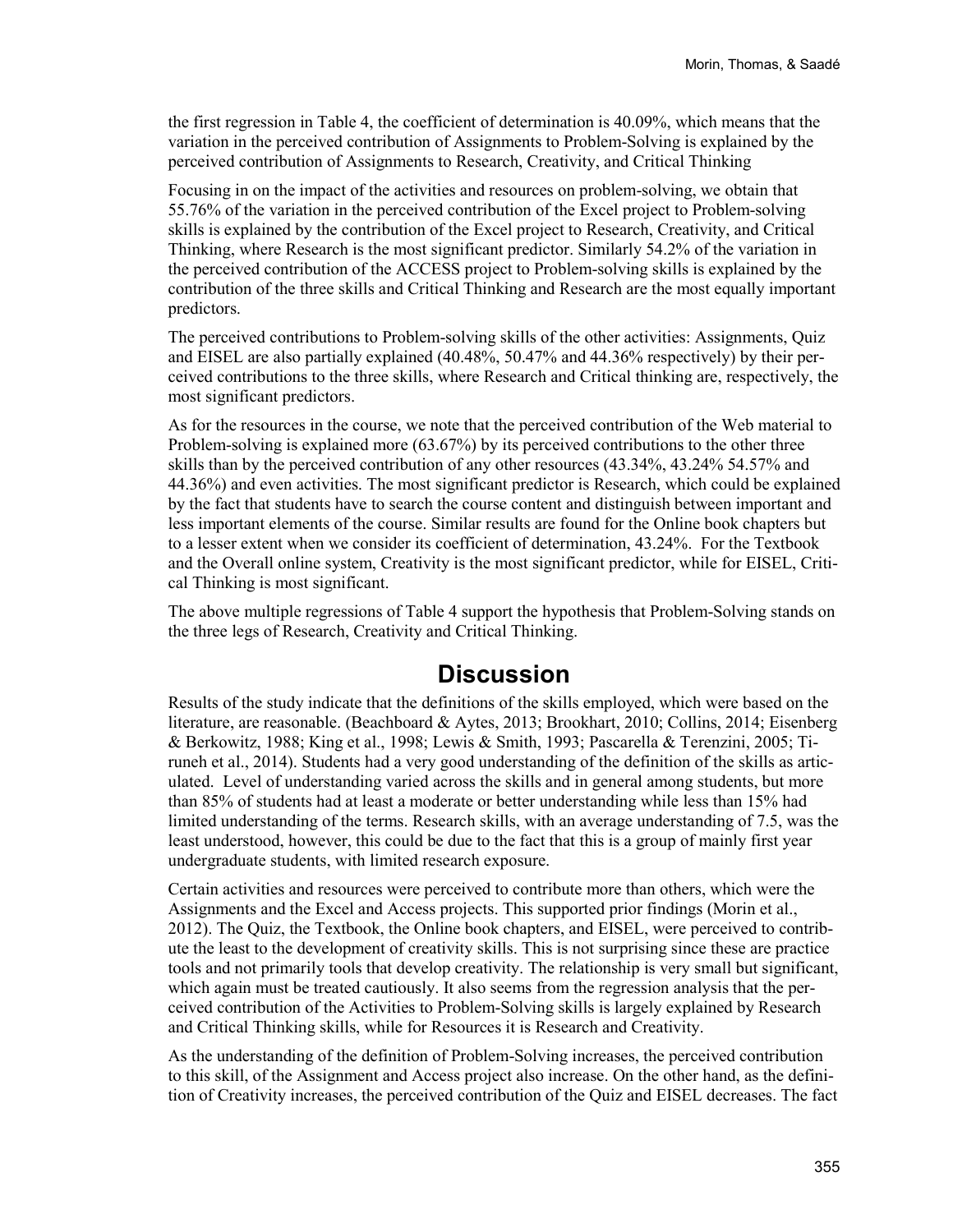the first regression in Table 4, the coefficient of determination is 40.09%, which means that the variation in the perceived contribution of Assignments to Problem-Solving is explained by the perceived contribution of Assignments to Research, Creativity, and Critical Thinking

Focusing in on the impact of the activities and resources on problem-solving, we obtain that 55.76% of the variation in the perceived contribution of the Excel project to Problem-solving skills is explained by the contribution of the Excel project to Research, Creativity, and Critical Thinking, where Research is the most significant predictor. Similarly 54.2% of the variation in the perceived contribution of the ACCESS project to Problem-solving skills is explained by the contribution of the three skills and Critical Thinking and Research are the most equally important predictors.

The perceived contributions to Problem-solving skills of the other activities: Assignments, Quiz and EISEL are also partially explained (40.48%, 50.47% and 44.36% respectively) by their perceived contributions to the three skills, where Research and Critical thinking are, respectively, the most significant predictors.

As for the resources in the course, we note that the perceived contribution of the Web material to Problem-solving is explained more (63.67%) by its perceived contributions to the other three skills than by the perceived contribution of any other resources (43.34%, 43.24% 54.57% and 44.36%) and even activities. The most significant predictor is Research, which could be explained by the fact that students have to search the course content and distinguish between important and less important elements of the course. Similar results are found for the Online book chapters but to a lesser extent when we consider its coefficient of determination, 43.24%. For the Textbook and the Overall online system, Creativity is the most significant predictor, while for EISEL, Critical Thinking is most significant.

The above multiple regressions of Table 4 support the hypothesis that Problem-Solving stands on the three legs of Research, Creativity and Critical Thinking.

# Discussion

Results of the study indicate that the definitions of the skills employed, which were based on the literature, are reasonable. (Beachboard & Aytes, 2013; Brookhart, 2010; Collins, 2014; Eisenberg & Berkowitz, 1988; King et al., 1998; Lewis & Smith, 1993; Pascarella & Terenzini, 2005; Tiruneh et al., 2014). Students had a very good understanding of the definition of the skills as articulated. Level of understanding varied across the skills and in general among students, but more than 85% of students had at least a moderate or better understanding while less than 15% had limited understanding of the terms. Research skills, with an average understanding of 7.5, was the least understood, however, this could be due to the fact that this is a group of mainly first year undergraduate students, with limited research exposure.

Certain activities and resources were perceived to contribute more than others, which were the Assignments and the Excel and Access projects. This supported prior findings (Morin et al., 2012). The Quiz, the Textbook, the Online book chapters, and EISEL, were perceived to contribute the least to the development of creativity skills. This is not surprising since these are practice tools and not primarily tools that develop creativity. The relationship is very small but significant, which again must be treated cautiously. It also seems from the regression analysis that the perceived contribution of the Activities to Problem-Solving skills is largely explained by Research and Critical Thinking skills, while for Resources it is Research and Creativity.

As the understanding of the definition of Problem-Solving increases, the perceived contribution to this skill, of the Assignment and Access project also increase. On the other hand, as the definition of Creativity increases, the perceived contribution of the Quiz and EISEL decreases. The fact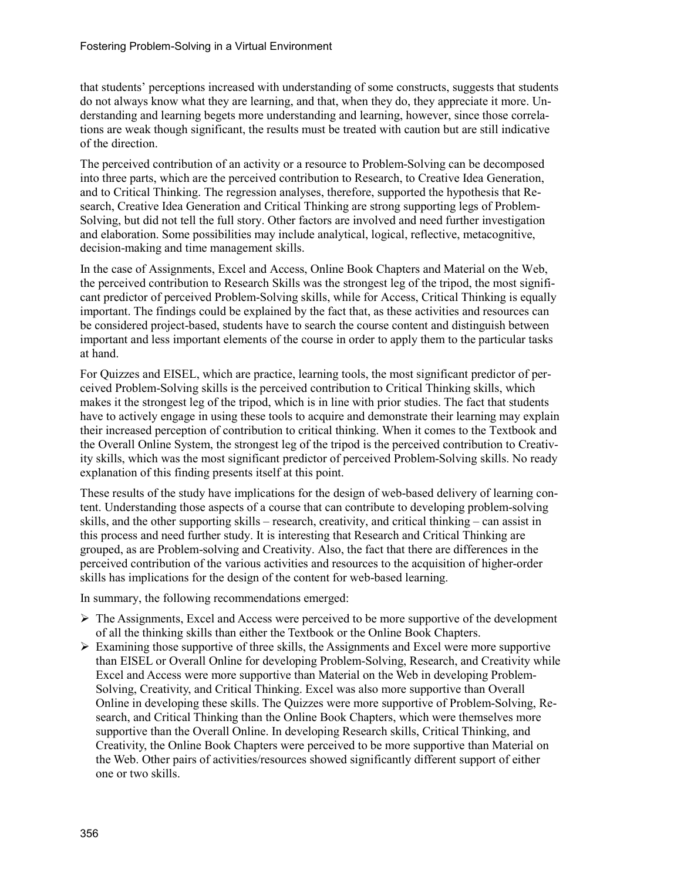that students' perceptions increased with understanding of some constructs, suggests that students do not always know what they are learning, and that, when they do, they appreciate it more. Understanding and learning begets more understanding and learning, however, since those correlations are weak though significant, the results must be treated with caution but are still indicative of the direction.

The perceived contribution of an activity or a resource to Problem-Solving can be decomposed into three parts, which are the perceived contribution to Research, to Creative Idea Generation, and to Critical Thinking. The regression analyses, therefore, supported the hypothesis that Research, Creative Idea Generation and Critical Thinking are strong supporting legs of Problem-Solving, but did not tell the full story. Other factors are involved and need further investigation and elaboration. Some possibilities may include analytical, logical, reflective, metacognitive, decision-making and time management skills.

In the case of Assignments, Excel and Access, Online Book Chapters and Material on the Web, the perceived contribution to Research Skills was the strongest leg of the tripod, the most significant predictor of perceived Problem-Solving skills, while for Access, Critical Thinking is equally important. The findings could be explained by the fact that, as these activities and resources can be considered project-based, students have to search the course content and distinguish between important and less important elements of the course in order to apply them to the particular tasks at hand.

For Quizzes and EISEL, which are practice, learning tools, the most significant predictor of perceived Problem-Solving skills is the perceived contribution to Critical Thinking skills, which makes it the strongest leg of the tripod, which is in line with prior studies. The fact that students have to actively engage in using these tools to acquire and demonstrate their learning may explain their increased perception of contribution to critical thinking. When it comes to the Textbook and the Overall Online System, the strongest leg of the tripod is the perceived contribution to Creativity skills, which was the most significant predictor of perceived Problem-Solving skills. No ready explanation of this finding presents itself at this point.

These results of the study have implications for the design of web-based delivery of learning content. Understanding those aspects of a course that can contribute to developing problem-solving skills, and the other supporting skills – research, creativity, and critical thinking – can assist in this process and need further study. It is interesting that Research and Critical Thinking are grouped, as are Problem-solving and Creativity. Also, the fact that there are differences in the perceived contribution of the various activities and resources to the acquisition of higher-order skills has implications for the design of the content for web-based learning.

In summary, the following recommendations emerged:

- The Assignments, Excel and Access were perceived to be more supportive of the development of all the thinking skills than either the Textbook or the Online Book Chapters.
- Examining those supportive of three skills, the Assignments and Excel were more supportive than EISEL or Overall Online for developing Problem-Solving, Research, and Creativity while Excel and Access were more supportive than Material on the Web in developing Problem-Solving, Creativity, and Critical Thinking. Excel was also more supportive than Overall Online in developing these skills. The Quizzes were more supportive of Problem-Solving, Research, and Critical Thinking than the Online Book Chapters, which were themselves more supportive than the Overall Online. In developing Research skills, Critical Thinking, and Creativity, the Online Book Chapters were perceived to be more supportive than Material on the Web. Other pairs of activities/resources showed significantly different support of either one or two skills.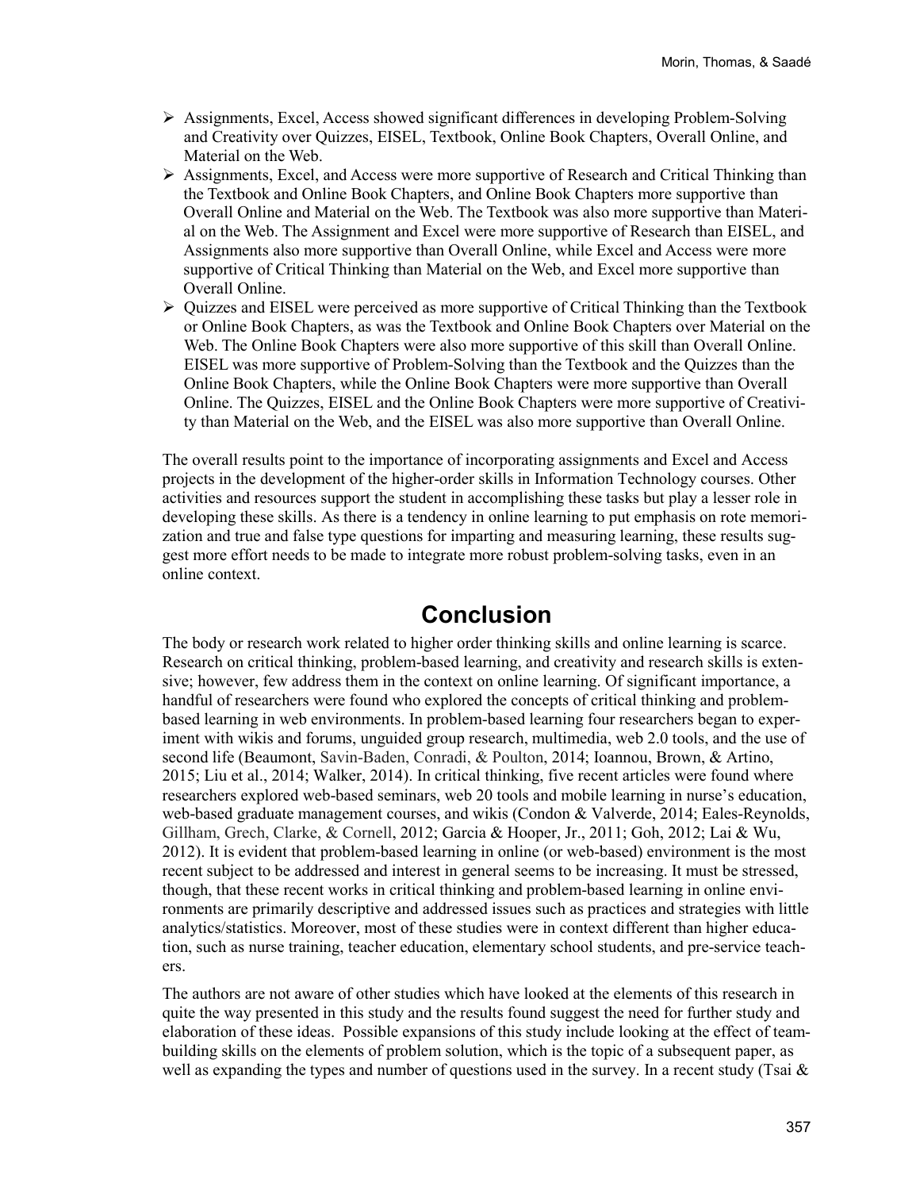- Assignments, Excel, Access showed significant differences in developing Problem-Solving and Creativity over Quizzes, EISEL, Textbook, Online Book Chapters, Overall Online, and Material on the Web.
- Assignments, Excel, and Access were more supportive of Research and Critical Thinking than the Textbook and Online Book Chapters, and Online Book Chapters more supportive than Overall Online and Material on the Web. The Textbook was also more supportive than Material on the Web. The Assignment and Excel were more supportive of Research than EISEL, and Assignments also more supportive than Overall Online, while Excel and Access were more supportive of Critical Thinking than Material on the Web, and Excel more supportive than Overall Online.
- Quizzes and EISEL were perceived as more supportive of Critical Thinking than the Textbook or Online Book Chapters, as was the Textbook and Online Book Chapters over Material on the Web. The Online Book Chapters were also more supportive of this skill than Overall Online. EISEL was more supportive of Problem-Solving than the Textbook and the Quizzes than the Online Book Chapters, while the Online Book Chapters were more supportive than Overall Online. The Quizzes, EISEL and the Online Book Chapters were more supportive of Creativity than Material on the Web, and the EISEL was also more supportive than Overall Online.

The overall results point to the importance of incorporating assignments and Excel and Access projects in the development of the higher-order skills in Information Technology courses. Other activities and resources support the student in accomplishing these tasks but play a lesser role in developing these skills. As there is a tendency in online learning to put emphasis on rote memorization and true and false type questions for imparting and measuring learning, these results suggest more effort needs to be made to integrate more robust problem-solving tasks, even in an online context.

# Conclusion

The body or research work related to higher order thinking skills and online learning is scarce. Research on critical thinking, problem-based learning, and creativity and research skills is extensive; however, few address them in the context on online learning. Of significant importance, a handful of researchers were found who explored the concepts of critical thinking and problem-based learning in web environments. In problem-based learning four researchers began to experiment with wikis and forums, unguided group research, multimedia, web 2.0 tools, and the use of second life (Beaumont, Savin-Baden, Conradi, & Poulton, 2014; Ioannou, Brown, & Artino, 2015; Liu et al., 2014; Walker, 2014). In critical thinking, five recent articles were found where researchers explored web-based seminars, web 20 tools and mobile learning in nurse's education, web-based graduate management courses, and wikis (Condon & Valverde, 2014; Eales-Reynolds, Gillham, Grech, Clarke, & Cornell, 2012; Garcia & Hooper, Jr., 2011; Goh, 2012; Lai & Wu, 2012). It is evident that problem-based learning in online (or web-based) environment is the most recent subject to be addressed and interest in general seems to be increasing. It must be stressed, though, that these recent works in critical thinking and problem-based learning in online environments are primarily descriptive and addressed issues such as practices and strategies with little analytics/statistics. Moreover, most of these studies were in context different than higher education, such as nurse training, teacher education, elementary school students, and pre-service teachers.

The authors are not aware of other studies which have looked at the elements of this research in quite the way presented in this study and the results found suggest the need for further study and elaboration of these ideas. Possible expansions of this study include looking at the effect of team-building skills on the elements of problem solution, which is the topic of a subsequent paper, as well as expanding the types and number of questions used in the survey. In a recent study (Tsai &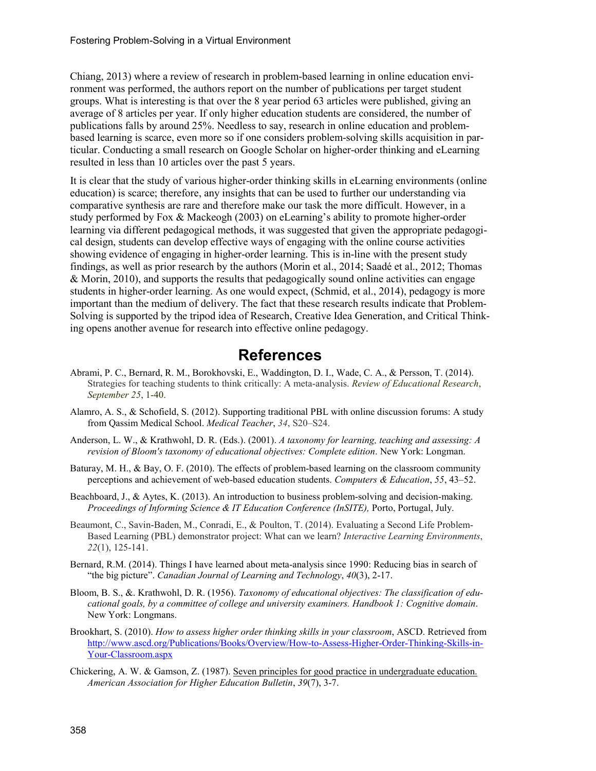Chiang, 2013) where a review of research in problem-based learning in online education environment was performed, the authors report on the number of publications per target student groups. What is interesting is that over the 8 year period 63 articles were published, giving an average of 8 articles per year. If only higher education students are considered, the number of publications falls by around 25%. Needless to say, research in online education and problem-based learning is scarce, even more so if one considers problem-solving skills acquisition in particular. Conducting a small research on Google Scholar on higher-order thinking and eLearning resulted in less than 10 articles over the past 5 years.

It is clear that the study of various higher-order thinking skills in eLearning environments (online education) is scarce; therefore, any insights that can be used to further our understanding via comparative synthesis are rare and therefore make our task the more difficult. However, in a study performed by Fox & Mackeogh (2003) on eLearning's ability to promote higher-order learning via different pedagogical methods, it was suggested that given the appropriate pedagogical design, students can develop effective ways of engaging with the online course activities showing evidence of engaging in higher-order learning. This is in-line with the present study findings, as well as prior research by the authors (Morin et al., 2014; Saadé et al., 2012; Thomas & Morin, 2010), and supports the results that pedagogically sound online activities can engage students in higher-order learning. As one would expect, (Schmid, et al., 2014), pedagogy is more important than the medium of delivery. The fact that these research results indicate that Problem-Solving is supported by the tripod idea of Research, Creative Idea Generation, and Critical Thinking opens another avenue for research into effective online pedagogy.

# References

Abrami, P. C., Bernard, R. M., Borokhovski, E., Waddington, D. I., Wade, C. A., & Persson, T. (2014). Strategies for teaching students to think critically: A meta-analysis. *Review of Educational Research*, *September 25*, 1-40.

Alamro, A. S., & Schofield, S. (2012). Supporting traditional PBL with online discussion forums: A study from Qassim Medical School. *Medical Teacher*, *34*, S20–S24.

Anderson, L. W., & Krathwohl, D. R. (Eds.). (2001). *A taxonomy for learning, teaching and assessing: A revision of Bloom's taxonomy of educational objectives: Complete edition*. New York: Longman.

Baturay, M. H., & Bay, O. F. (2010). The effects of problem-based learning on the classroom community perceptions and achievement of web-based education students. *Computers & Education*, *55*, 43–52.

Beachboard, J., & Aytes, K. (2013). An introduction to business problem-solving and decision-making. *Proceedings of Informing Science & IT Education Conference (InSITE),* Porto, Portugal, July.

Beaumont, C., Savin-Baden, M., Conradi, E., & Poulton, T. (2014). Evaluating a Second Life Problem-Based Learning (PBL) demonstrator project: What can we learn? *Interactive Learning Environments*, *22*(1), 125-141.

Bernard, R.M. (2014). Things I have learned about meta-analysis since 1990: Reducing bias in search of "the big picture". *Canadian Journal of Learning and Technology*, *40*(3), 2-17.

Bloom, B. S., &. Krathwohl, D. R. (1956). *Taxonomy of educational objectives: The classification of educational goals, by a committee of college and university examiners. Handbook 1: Cognitive domain*. New York: Longmans.

Brookhart, S. (2010). *How to assess higher order thinking skills in your classroom*, ASCD. Retrieved from http://www.ascd.org/Publications/Books/Overview/How-to-Assess-Higher-Order-Thinking-Skills-in-Your-Classroom.aspx

Chickering, A. W. & Gamson, Z. (1987). Seven principles for good practice in undergraduate education. *American Association for Higher Education Bulletin*, *39*(7), 3-7.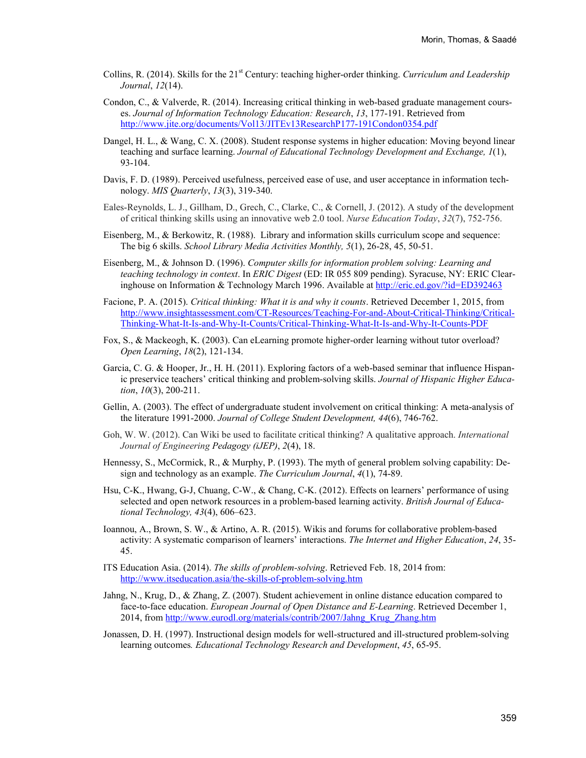Collins, R. (2014). Skills for the 21st Century: teaching higher-order thinking. *Curriculum and Leadership Journal*, *12*(14).

Condon, C., & Valverde, R. (2014). Increasing critical thinking in web-based graduate management courses. *Journal of Information Technology Education: Research*, *13*, 177-191. Retrieved from http://www.jite.org/documents/Vol13/JITEv13ResearchP177-191Condon0354.pdf

Dangel, H. L., & Wang, C. X. (2008). Student response systems in higher education: Moving beyond linear teaching and surface learning. *Journal of Educational Technology Development and Exchange, 1*(1), 93-104.

Davis, F. D. (1989). Perceived usefulness, perceived ease of use, and user acceptance in information technology. *MIS Quarterly*, *13*(3), 319-340.

Eales-Reynolds, L. J., Gillham, D., Grech, C., Clarke, C., & Cornell, J. (2012). A study of the development of critical thinking skills using an innovative web 2.0 tool. *Nurse Education Today*, *32*(7), 752-756.

Eisenberg, M., & Berkowitz, R. (1988). Library and information skills curriculum scope and sequence: The big 6 skills. *School Library Media Activities Monthly, 5*(1), 26-28, 45, 50-51.

Eisenberg, M., & Johnson D. (1996). *Computer skills for information problem solving: Learning and teaching technology in context*. In *ERIC Digest* (ED: IR 055 809 pending). Syracuse, NY: ERIC Clearinghouse on Information & Technology March 1996. Available at http://eric.ed.gov/?id=ED392463

Facione, P. A. (2015). *Critical thinking: What it is and why it counts*. Retrieved December 1, 2015, from http://www.insightassessment.com/CT-Resources/Teaching-For-and-About-Critical-Thinking/Critical-Thinking-What-It-Is-and-Why-It-Counts/Critical-Thinking-What-It-Is-and-Why-It-Counts-PDF

Fox, S., & Mackeogh, K. (2003). Can eLearning promote higher-order learning without tutor overload? *Open Learning*, *18*(2), 121-134.

Garcia, C. G. & Hooper, Jr., H. H. (2011). Exploring factors of a web-based seminar that influence Hispanic preservice teachers' critical thinking and problem-solving skills. *Journal of Hispanic Higher Education*, *10*(3), 200-211.

Gellin, A. (2003). The effect of undergraduate student involvement on critical thinking: A meta-analysis of the literature 1991-2000. *Journal of College Student Development, 44*(6), 746-762.

Goh, W. W. (2012). Can Wiki be used to facilitate critical thinking? A qualitative approach. *International Journal of Engineering Pedagogy (iJEP)*, *2*(4), 18.

Hennessy, S., McCormick, R., & Murphy, P. (1993). The myth of general problem solving capability: Design and technology as an example. *The Curriculum Journal*, *4*(1), 74-89.

Hsu, C-K., Hwang, G-J, Chuang, C-W., & Chang, C-K. (2012). Effects on learners' performance of using selected and open network resources in a problem-based learning activity. *British Journal of Educational Technology, 43*(4), 606–623.

Ioannou, A., Brown, S. W., & Artino, A. R. (2015). Wikis and forums for collaborative problem-based activity: A systematic comparison of learners' interactions. *The Internet and Higher Education*, *24*, 35-45.

ITS Education Asia. (2014). *The skills of problem-solving*. Retrieved Feb. 18, 2014 from: http://www.itseducation.asia/the-skills-of-problem-solving.htm

Jahng, N., Krug, D., & Zhang, Z. (2007). Student achievement in online distance education compared to face-to-face education. *European Journal of Open Distance and E-Learning*. Retrieved December 1, 2014, from http://www.eurodl.org/materials/contrib/2007/Jahng_Krug_Zhang.htm

Jonassen, D. H. (1997). Instructional design models for well-structured and ill-structured problem-solving learning outcomes*. Educational Technology Research and Development*, *45*, 65-95.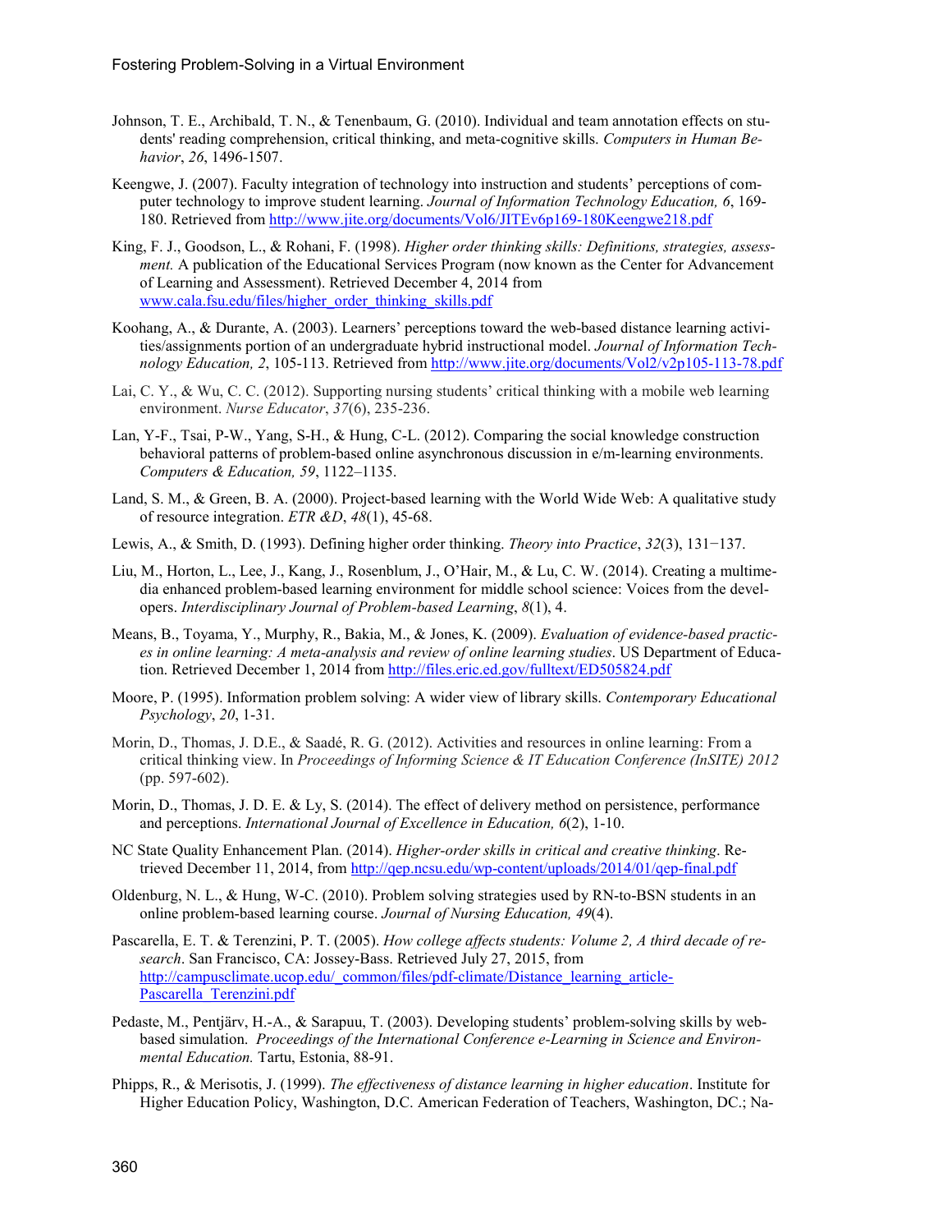Johnson, T. E., Archibald, T. N., & Tenenbaum, G. (2010). Individual and team annotation effects on students' reading comprehension, critical thinking, and meta-cognitive skills. *Computers in Human Behavior*, *26*, 1496-1507.

Keengwe, J. (2007). Faculty integration of technology into instruction and students' perceptions of computer technology to improve student learning. *Journal of Information Technology Education, 6*, 169-180. Retrieved from http://www.jite.org/documents/Vol6/JITEv6p169-180Keengwe218.pdf

King, F. J., Goodson, L., & Rohani, F. (1998). *Higher order thinking skills: Definitions, strategies, assessment.* A publication of the Educational Services Program (now known as the Center for Advancement of Learning and Assessment). Retrieved December 4, 2014 from www.cala.fsu.edu/files/higher_order_thinking_skills.pdf

Koohang, A., & Durante, A. (2003). Learners' perceptions toward the web-based distance learning activities/assignments portion of an undergraduate hybrid instructional model. *Journal of Information Technology Education, 2*, 105-113. Retrieved from http://www.jite.org/documents/Vol2/v2p105-113-78.pdf

Lai, C. Y., & Wu, C. C. (2012). Supporting nursing students' critical thinking with a mobile web learning environment. *Nurse Educator*, *37*(6), 235-236.

Lan, Y-F., Tsai, P-W., Yang, S-H., & Hung, C-L. (2012). Comparing the social knowledge construction behavioral patterns of problem-based online asynchronous discussion in e/m-learning environments. *Computers & Education, 59*, 1122–1135.

Land, S. M., & Green, B. A. (2000). Project-based learning with the World Wide Web: A qualitative study of resource integration. *ETR &D*, *48*(1), 45-68.

Lewis, A., & Smith, D. (1993). Defining higher order thinking. *Theory into Practice*, *32*(3), 131−137.

Liu, M., Horton, L., Lee, J., Kang, J., Rosenblum, J., O'Hair, M., & Lu, C. W. (2014). Creating a multimedia enhanced problem-based learning environment for middle school science: Voices from the developers. *Interdisciplinary Journal of Problem-based Learning*, *8*(1), 4.

Means, B., Toyama, Y., Murphy, R., Bakia, M., & Jones, K. (2009). *Evaluation of evidence-based practices in online learning: A meta-analysis and review of online learning studies*. US Department of Education. Retrieved December 1, 2014 from http://files.eric.ed.gov/fulltext/ED505824.pdf

Moore, P. (1995). Information problem solving: A wider view of library skills. *Contemporary Educational Psychology*, *20*, 1-31.

Morin, D., Thomas, J. D.E., & Saadé, R. G. (2012). Activities and resources in online learning: From a critical thinking view. In *Proceedings of Informing Science & IT Education Conference (InSITE) 2012* (pp. 597-602).

Morin, D., Thomas, J. D. E. & Ly, S. (2014). The effect of delivery method on persistence, performance and perceptions. *International Journal of Excellence in Education, 6*(2), 1-10.

NC State Quality Enhancement Plan. (2014). *Higher-order skills in critical and creative thinking*. Retrieved December 11, 2014, from http://qep.ncsu.edu/wp-content/uploads/2014/01/qep-final.pdf

Oldenburg, N. L., & Hung, W-C. (2010). Problem solving strategies used by RN-to-BSN students in an online problem-based learning course. *Journal of Nursing Education, 49*(4).

Pascarella, E. T. & Terenzini, P. T. (2005). *How college affects students: Volume 2, A third decade of research*. San Francisco, CA: Jossey-Bass. Retrieved July 27, 2015, from http://campusclimate.ucop.edu/_common/files/pdf-climate/Distance_learning_article-Pascarella_Terenzini.pdf

Pedaste, M., Pentjärv, H.-A., & Sarapuu, T. (2003). Developing students' problem-solving skills by web-based simulation. *Proceedings of the International Conference e-Learning in Science and Environmental Education.* Tartu, Estonia, 88-91.

Phipps, R., & Merisotis, J. (1999). *The effectiveness of distance learning in higher education*. Institute for Higher Education Policy, Washington, D.C. American Federation of Teachers, Washington, DC.; Na-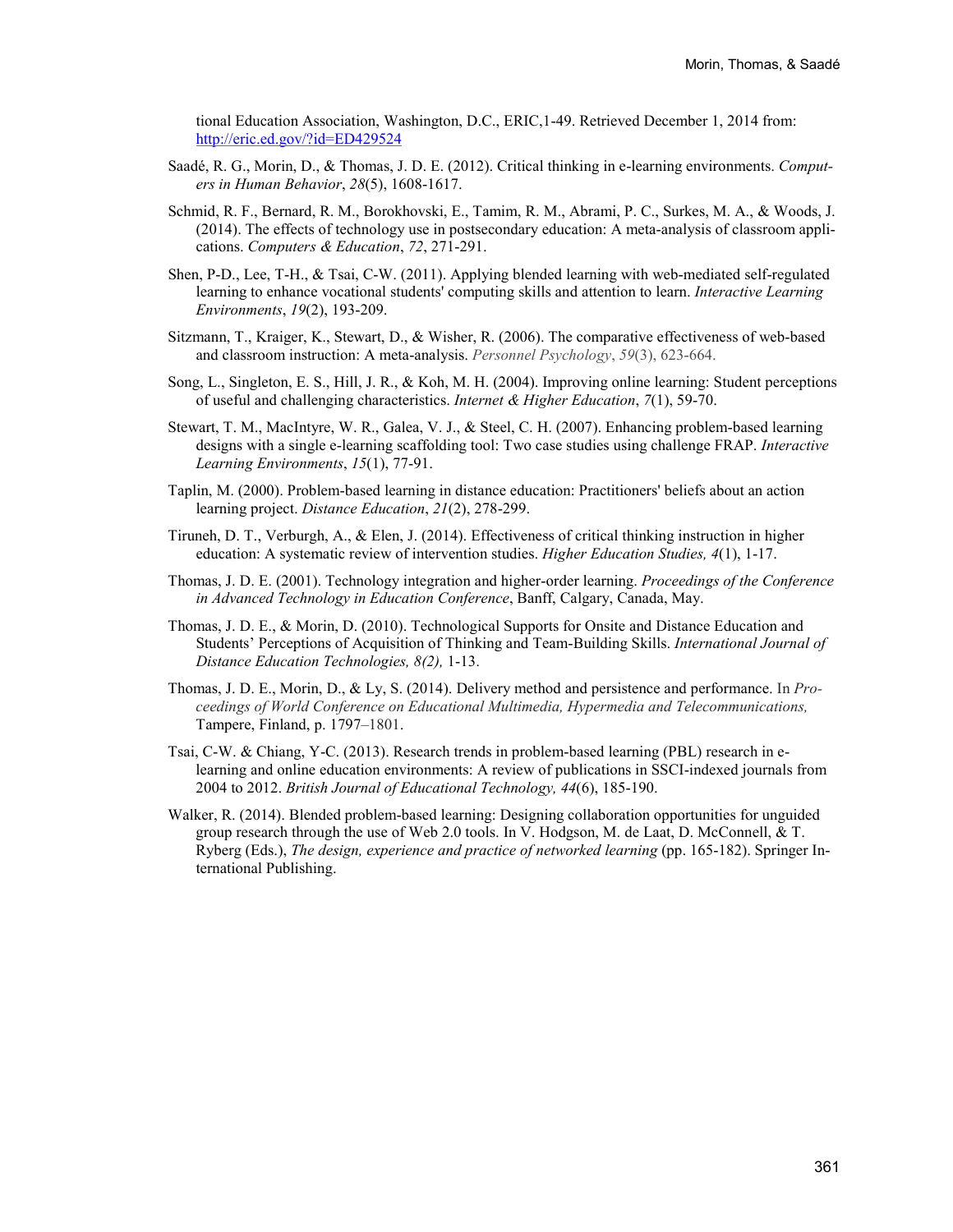tional Education Association, Washington, D.C., ERIC,1-49. Retrieved December 1, 2014 from: http://eric.ed.gov/?id=ED429524

Saadé, R. G., Morin, D., & Thomas, J. D. E. (2012). Critical thinking in e-learning environments. *Computers in Human Behavior*, *28*(5), 1608-1617.

Schmid, R. F., Bernard, R. M., Borokhovski, E., Tamim, R. M., Abrami, P. C., Surkes, M. A., & Woods, J. (2014). The effects of technology use in postsecondary education: A meta-analysis of classroom applications. *Computers & Education*, *72*, 271-291.

Shen, P-D., Lee, T-H., & Tsai, C-W. (2011). Applying blended learning with web-mediated self-regulated learning to enhance vocational students' computing skills and attention to learn. *Interactive Learning Environments*, *19*(2), 193-209.

Sitzmann, T., Kraiger, K., Stewart, D., & Wisher, R. (2006). The comparative effectiveness of web-based and classroom instruction: A meta-analysis. *Personnel Psychology*, *59*(3), 623-664.

Song, L., Singleton, E. S., Hill, J. R., & Koh, M. H. (2004). Improving online learning: Student perceptions of useful and challenging characteristics. *Internet & Higher Education*, *7*(1), 59-70.

Stewart, T. M., MacIntyre, W. R., Galea, V. J., & Steel, C. H. (2007). Enhancing problem-based learning designs with a single e-learning scaffolding tool: Two case studies using challenge FRAP. *Interactive Learning Environments*, *15*(1), 77-91.

Taplin, M. (2000). Problem-based learning in distance education: Practitioners' beliefs about an action learning project. *Distance Education*, *21*(2), 278-299.

Tiruneh, D. T., Verburgh, A., & Elen, J. (2014). Effectiveness of critical thinking instruction in higher education: A systematic review of intervention studies. *Higher Education Studies, 4*(1), 1-17.

Thomas, J. D. E. (2001). Technology integration and higher-order learning. *Proceedings of the Conference in Advanced Technology in Education Conference*, Banff, Calgary, Canada, May.

Thomas, J. D. E., & Morin, D. (2010). Technological Supports for Onsite and Distance Education and Students' Perceptions of Acquisition of Thinking and Team-Building Skills. *International Journal of Distance Education Technologies, 8(2),* 1-13.

Thomas, J. D. E., Morin, D., & Ly, S. (2014). Delivery method and persistence and performance. In *Proceedings of World Conference on Educational Multimedia, Hypermedia and Telecommunications,* Tampere, Finland, p. 1797–1801.

Tsai, C-W. & Chiang, Y-C. (2013). Research trends in problem-based learning (PBL) research in e-learning and online education environments: A review of publications in SSCI-indexed journals from 2004 to 2012. *British Journal of Educational Technology, 44*(6), 185-190.

Walker, R. (2014). Blended problem-based learning: Designing collaboration opportunities for unguided group research through the use of Web 2.0 tools. In V. Hodgson, M. de Laat, D. McConnell, & T. Ryberg (Eds.), *The design, experience and practice of networked learning* (pp. 165-182). Springer International Publishing.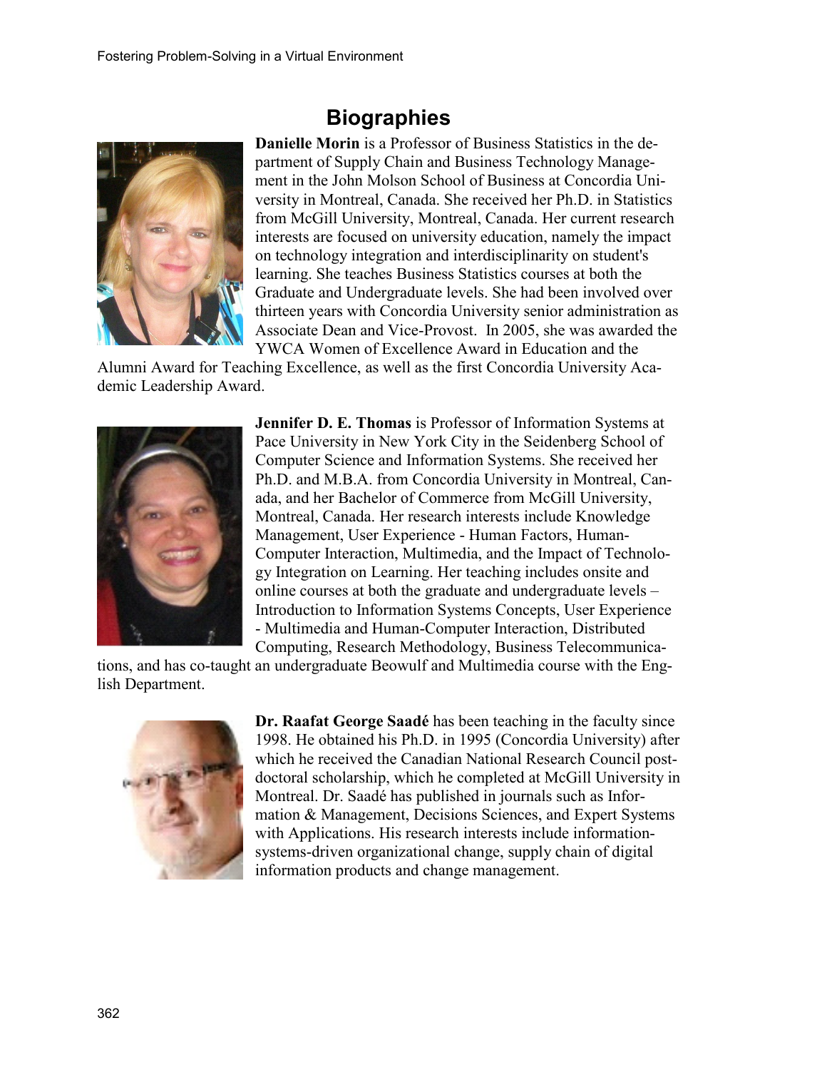## Biographies

**Danielle Morin** is a Professor of Business Statistics in the department of Supply Chain and Business Technology Management in the John Molson School of Business at Concordia University in Montreal, Canada. She received her Ph.D. in Statistics from McGill University, Montreal, Canada. Her current research interests are focused on university education, namely the impact on technology integration and interdisciplinarity on student's learning. She teaches Business Statistics courses at both the Graduate and Undergraduate levels. She had been involved over thirteen years with Concordia University senior administration as Associate Dean and Vice-Provost. In 2005, she was awarded the YWCA Women of Excellence Award in Education and the Alumni Award for Teaching Excellence, as well as the first Concordia University Academic Leadership Award.

**Jennifer D. E. Thomas** is Professor of Information Systems at Pace University in New York City in the Seidenberg School of Computer Science and Information Systems. She received her Ph.D. and M.B.A. from Concordia University in Montreal, Canada, and her Bachelor of Commerce from McGill University, Montreal, Canada. Her research interests include Knowledge Management, User Experience - Human Factors, Human-Computer Interaction, Multimedia, and the Impact of Technology Integration on Learning. Her teaching includes onsite and online courses at both the graduate and undergraduate levels – Introduction to Information Systems Concepts, User Experience - Multimedia and Human-Computer Interaction, Distributed Computing, Research Methodology, Business Telecommunications, and has co-taught an undergraduate Beowulf and Multimedia course with the English Department.

**Dr. Raafat George Saadé** has been teaching in the faculty since 1998. He obtained his Ph.D. in 1995 (Concordia University) after which he received the Canadian National Research Council post-doctoral scholarship, which he completed at McGill University in Montreal. Dr. Saadé has published in journals such as Information & Management, Decisions Sciences, and Expert Systems with Applications. His research interests include information-systems-driven organizational change, supply chain of digital information products and change management.